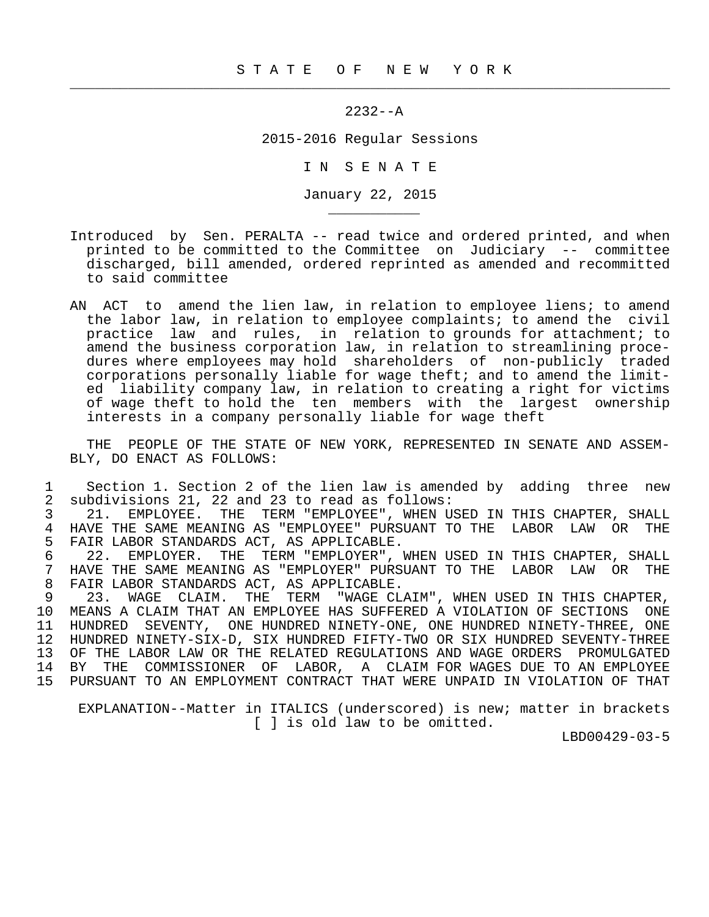S T A T E O F N E W Y O R K

2232--A

2015-2016 Regular Sessions

I N S E N A T E

January 22, 2015

Introduced by Sen. PERALTA -- read twice and ordered printed, and when printed to be committed to the Committee on Judiciary -- committee discharged, bill amended, ordered reprinted as amended and recommitted to said committee

AN ACT to amend the lien law, in relation to employee liens; to amend the labor law, in relation to employee complaints; to amend the civil practice law and rules, in relation to grounds for attachment; to amend the business corporation law, in relation to streamlining procedures where employees may hold shareholders of non-publicly traded corporations personally liable for wage theft; and to amend the limited liability company law, in relation to creating a right for victims of wage theft to hold the ten members with the largest ownership interests in a company personally liable for wage theft

THE PEOPLE OF THE STATE OF NEW YORK, REPRESENTED IN SENATE AND ASSEMBLY, DO ENACT AS FOLLOWS:

1 Section 1. Section 2 of the lien law is amended by adding three new
2 subdivisions 21, 22 and 23 to read as follows:
3 21. EMPLOYEE. THE TERM "EMPLOYEE", WHEN USED IN THIS CHAPTER, SHALL
4 HAVE THE SAME MEANING AS "EMPLOYEE" PURSUANT TO THE LABOR LAW OR THE
5 FAIR LABOR STANDARDS ACT, AS APPLICABLE.
6 22. EMPLOYER. THE TERM "EMPLOYER", WHEN USED IN THIS CHAPTER, SHALL
7 HAVE THE SAME MEANING AS "EMPLOYER" PURSUANT TO THE LABOR LAW OR THE
8 FAIR LABOR STANDARDS ACT, AS APPLICABLE.
9 23. WAGE CLAIM. THE TERM "WAGE CLAIM", WHEN USED IN THIS CHAPTER,
10 MEANS A CLAIM THAT AN EMPLOYEE HAS SUFFERED A VIOLATION OF SECTIONS ONE
11 HUNDRED SEVENTY, ONE HUNDRED NINETY-ONE, ONE HUNDRED NINETY-THREE, ONE
12 HUNDRED NINETY-SIX-D, SIX HUNDRED FIFTY-TWO OR SIX HUNDRED SEVENTY-THREE
13 OF THE LABOR LAW OR THE RELATED REGULATIONS AND WAGE ORDERS PROMULGATED
14 BY THE COMMISSIONER OF LABOR, A CLAIM FOR WAGES DUE TO AN EMPLOYEE
15 PURSUANT TO AN EMPLOYMENT CONTRACT THAT WERE UNPAID IN VIOLATION OF THAT

EXPLANATION--Matter in ITALICS (underscored) is new; matter in brackets [ ] is old law to be omitted.

LBD00429-03-5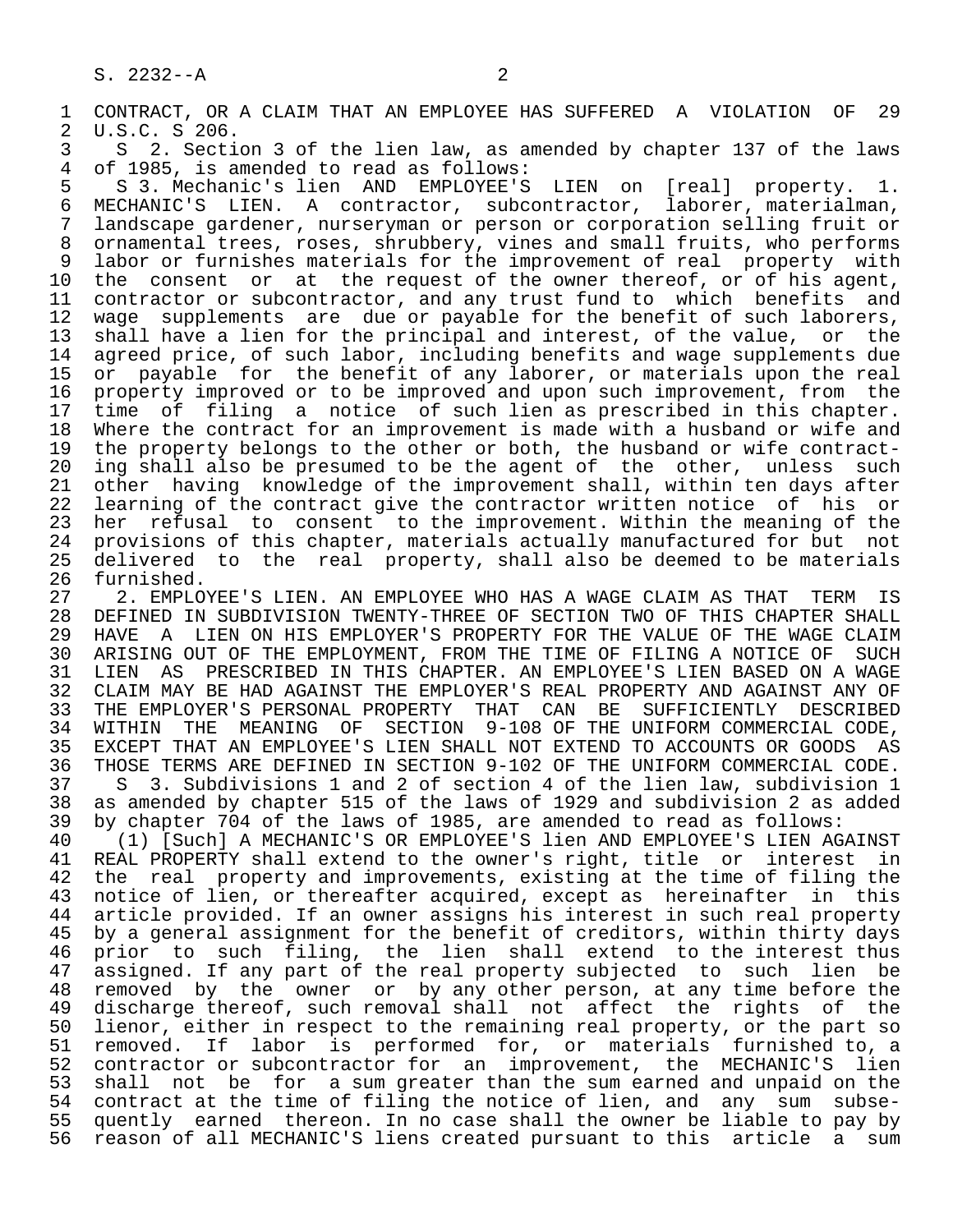CONTRACT, OR A CLAIM THAT AN EMPLOYEE HAS SUFFERED A VIOLATION OF 29 U.S.C. S 206.

S 2. Section 3 of the lien law, as amended by chapter 137 of the laws of 1985, is amended to read as follows:

S 3. Mechanic's lien AND EMPLOYEE'S LIEN on [real] property. 1. MECHANIC'S LIEN. A contractor, subcontractor, laborer, materialman, landscape gardener, nurseryman or person or corporation selling fruit or ornamental trees, roses, shrubbery, vines and small fruits, who performs labor or furnishes materials for the improvement of real property with the consent or at the request of the owner thereof, or of his agent, contractor or subcontractor, and any trust fund to which benefits and wage supplements are due or payable for the benefit of such laborers, shall have a lien for the principal and interest, of the value, or the agreed price, of such labor, including benefits and wage supplements due or payable for the benefit of any laborer, or materials upon the real property improved or to be improved and upon such improvement, from the time of filing a notice of such lien as prescribed in this chapter. Where the contract for an improvement is made with a husband or wife and the property belongs to the other or both, the husband or wife contracting shall also be presumed to be the agent of the other, unless such other having knowledge of the improvement shall, within ten days after learning of the contract give the contractor written notice of his or her refusal to consent to the improvement. Within the meaning of the provisions of this chapter, materials actually manufactured for but not delivered to the real property, shall also be deemed to be materials furnished.

2. EMPLOYEE'S LIEN. AN EMPLOYEE WHO HAS A WAGE CLAIM AS THAT TERM IS DEFINED IN SUBDIVISION TWENTY-THREE OF SECTION TWO OF THIS CHAPTER SHALL HAVE A LIEN ON HIS EMPLOYER'S PROPERTY FOR THE VALUE OF THE WAGE CLAIM ARISING OUT OF THE EMPLOYMENT, FROM THE TIME OF FILING A NOTICE OF SUCH LIEN AS PRESCRIBED IN THIS CHAPTER. AN EMPLOYEE'S LIEN BASED ON A WAGE CLAIM MAY BE HAD AGAINST THE EMPLOYER'S REAL PROPERTY AND AGAINST ANY OF THE EMPLOYER'S PERSONAL PROPERTY THAT CAN BE SUFFICIENTLY DESCRIBED WITHIN THE MEANING OF SECTION 9-108 OF THE UNIFORM COMMERCIAL CODE, EXCEPT THAT AN EMPLOYEE'S LIEN SHALL NOT EXTEND TO ACCOUNTS OR GOODS AS THOSE TERMS ARE DEFINED IN SECTION 9-102 OF THE UNIFORM COMMERCIAL CODE.

S 3. Subdivisions 1 and 2 of section 4 of the lien law, subdivision 1 as amended by chapter 515 of the laws of 1929 and subdivision 2 as added by chapter 704 of the laws of 1985, are amended to read as follows:

(1) [Such] A MECHANIC'S OR EMPLOYEE'S lien AND EMPLOYEE'S LIEN AGAINST REAL PROPERTY shall extend to the owner's right, title or interest in the real property and improvements, existing at the time of filing the notice of lien, or thereafter acquired, except as hereinafter in this article provided. If an owner assigns his interest in such real property by a general assignment for the benefit of creditors, within thirty days prior to such filing, the lien shall extend to the interest thus assigned. If any part of the real property subjected to such lien be removed by the owner or by any other person, at any time before the discharge thereof, such removal shall not affect the rights of the lienor, either in respect to the remaining real property, or the part so removed. If labor is performed for, or materials furnished to, a contractor or subcontractor for an improvement, the MECHANIC'S lien shall not be for a sum greater than the sum earned and unpaid on the contract at the time of filing the notice of lien, and any sum subsequently earned thereon. In no case shall the owner be liable to pay by reason of all MECHANIC'S liens created pursuant to this article a sum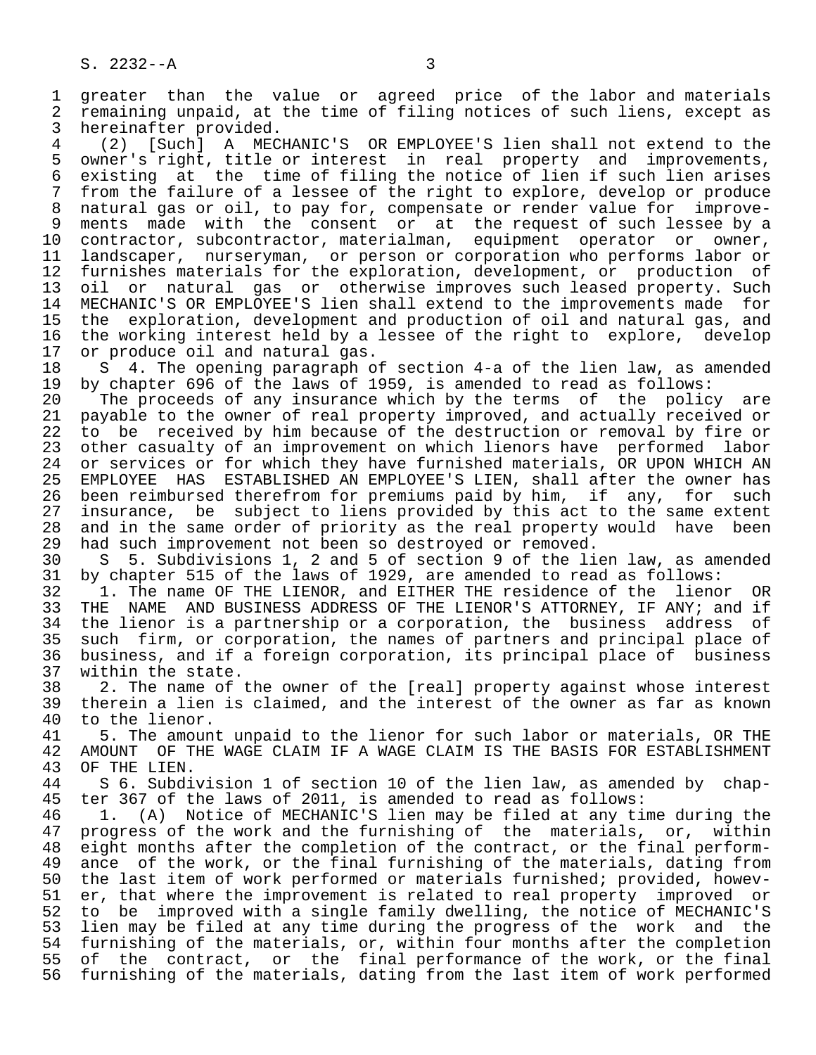greater than the value or agreed price of the labor and materials remaining unpaid, at the time of filing notices of such liens, except as hereinafter provided.

(2) [Such] A MECHANIC'S OR EMPLOYEE'S lien shall not extend to the owner's right, title or interest in real property and improvements, existing at the time of filing the notice of lien if such lien arises from the failure of a lessee of the right to explore, develop or produce natural gas or oil, to pay for, compensate or render value for improvements made with the consent or at the request of such lessee by a contractor, subcontractor, materialman, equipment operator or owner, landscaper, nurseryman, or person or corporation who performs labor or furnishes materials for the exploration, development, or production of oil or natural gas or otherwise improves such leased property. Such MECHANIC'S OR EMPLOYEE'S lien shall extend to the improvements made for the exploration, development and production of oil and natural gas, and the working interest held by a lessee of the right to explore, develop or produce oil and natural gas.

S 4. The opening paragraph of section 4-a of the lien law, as amended by chapter 696 of the laws of 1959, is amended to read as follows:

The proceeds of any insurance which by the terms of the policy are payable to the owner of real property improved, and actually received or to be received by him because of the destruction or removal by fire or other casualty of an improvement on which lienors have performed labor or services or for which they have furnished materials, OR UPON WHICH AN EMPLOYEE HAS ESTABLISHED AN EMPLOYEE'S LIEN, shall after the owner has been reimbursed therefrom for premiums paid by him, if any, for such insurance, be subject to liens provided by this act to the same extent and in the same order of priority as the real property would have been had such improvement not been so destroyed or removed.

S 5. Subdivisions 1, 2 and 5 of section 9 of the lien law, as amended by chapter 515 of the laws of 1929, are amended to read as follows:

1. The name OF THE LIENOR, and EITHER THE residence of the lienor OR THE NAME AND BUSINESS ADDRESS OF THE LIENOR'S ATTORNEY, IF ANY; and if the lienor is a partnership or a corporation, the business address of such firm, or corporation, the names of partners and principal place of business, and if a foreign corporation, its principal place of business within the state.

2. The name of the owner of the [real] property against whose interest therein a lien is claimed, and the interest of the owner as far as known to the lienor.

5. The amount unpaid to the lienor for such labor or materials, OR THE AMOUNT OF THE WAGE CLAIM IF A WAGE CLAIM IS THE BASIS FOR ESTABLISHMENT OF THE LIEN.

S 6. Subdivision 1 of section 10 of the lien law, as amended by chapter 367 of the laws of 2011, is amended to read as follows:

1. (A) Notice of MECHANIC'S lien may be filed at any time during the progress of the work and the furnishing of the materials, or, within eight months after the completion of the contract, or the final performance of the work, or the final furnishing of the materials, dating from the last item of work performed or materials furnished; provided, however, that where the improvement is related to real property improved or to be improved with a single family dwelling, the notice of MECHANIC'S lien may be filed at any time during the progress of the work and the furnishing of the materials, or, within four months after the completion of the contract, or the final performance of the work, or the final furnishing of the materials, dating from the last item of work performed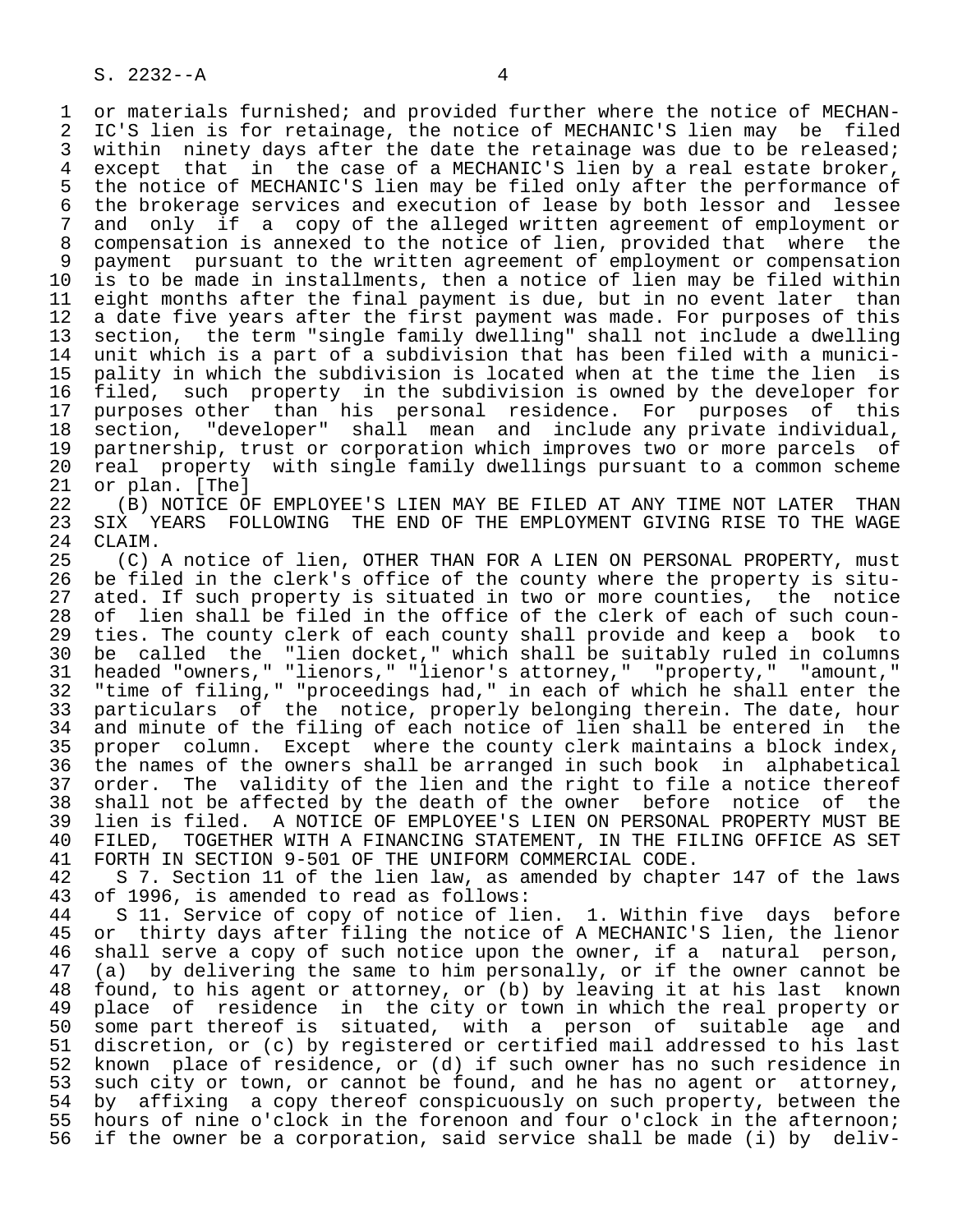or materials furnished; and provided further where the notice of MECHANIC'S lien is for retainage, the notice of MECHANIC'S lien may be filed within ninety days after the date the retainage was due to be released; except that in the case of a MECHANIC'S lien by a real estate broker, the notice of MECHANIC'S lien may be filed only after the performance of the brokerage services and execution of lease by both lessor and lessee and only if a copy of the alleged written agreement of employment or compensation is annexed to the notice of lien, provided that where the payment pursuant to the written agreement of employment or compensation is to be made in installments, then a notice of lien may be filed within eight months after the final payment is due, but in no event later than a date five years after the first payment was made. For purposes of this section, the term "single family dwelling" shall not include a dwelling unit which is a part of a subdivision that has been filed with a municipality in which the subdivision is located when at the time the lien is filed, such property in the subdivision is owned by the developer for purposes other than his personal residence. For purposes of this section, "developer" shall mean and include any private individual, partnership, trust or corporation which improves two or more parcels of real property with single family dwellings pursuant to a common scheme or plan. [The]

(B) NOTICE OF EMPLOYEE'S LIEN MAY BE FILED AT ANY TIME NOT LATER THAN SIX YEARS FOLLOWING THE END OF THE EMPLOYMENT GIVING RISE TO THE WAGE CLAIM.

(C) A notice of lien, OTHER THAN FOR A LIEN ON PERSONAL PROPERTY, must be filed in the clerk's office of the county where the property is situated. If such property is situated in two or more counties, the notice of lien shall be filed in the office of the clerk of each of such counties. The county clerk of each county shall provide and keep a book to be called the "lien docket," which shall be suitably ruled in columns headed "owners," "lienors," "lienor's attorney," "property," "amount," "time of filing," "proceedings had," in each of which he shall enter the particulars of the notice, properly belonging therein. The date, hour and minute of the filing of each notice of lien shall be entered in the proper column. Except where the county clerk maintains a block index, the names of the owners shall be arranged in such book in alphabetical order. The validity of the lien and the right to file a notice thereof shall not be affected by the death of the owner before notice of the lien is filed. A NOTICE OF EMPLOYEE'S LIEN ON PERSONAL PROPERTY MUST BE FILED, TOGETHER WITH A FINANCING STATEMENT, IN THE FILING OFFICE AS SET FORTH IN SECTION 9-501 OF THE UNIFORM COMMERCIAL CODE.

S 7. Section 11 of the lien law, as amended by chapter 147 of the laws of 1996, is amended to read as follows:

S 11. Service of copy of notice of lien. 1. Within five days before or thirty days after filing the notice of A MECHANIC'S lien, the lienor shall serve a copy of such notice upon the owner, if a natural person, (a) by delivering the same to him personally, or if the owner cannot be found, to his agent or attorney, or (b) by leaving it at his last known place of residence in the city or town in which the real property or some part thereof is situated, with a person of suitable age and discretion, or (c) by registered or certified mail addressed to his last known place of residence, or (d) if such owner has no such residence in such city or town, or cannot be found, and he has no agent or attorney, by affixing a copy thereof conspicuously on such property, between the hours of nine o'clock in the forenoon and four o'clock in the afternoon; if the owner be a corporation, said service shall be made (i) by deliv-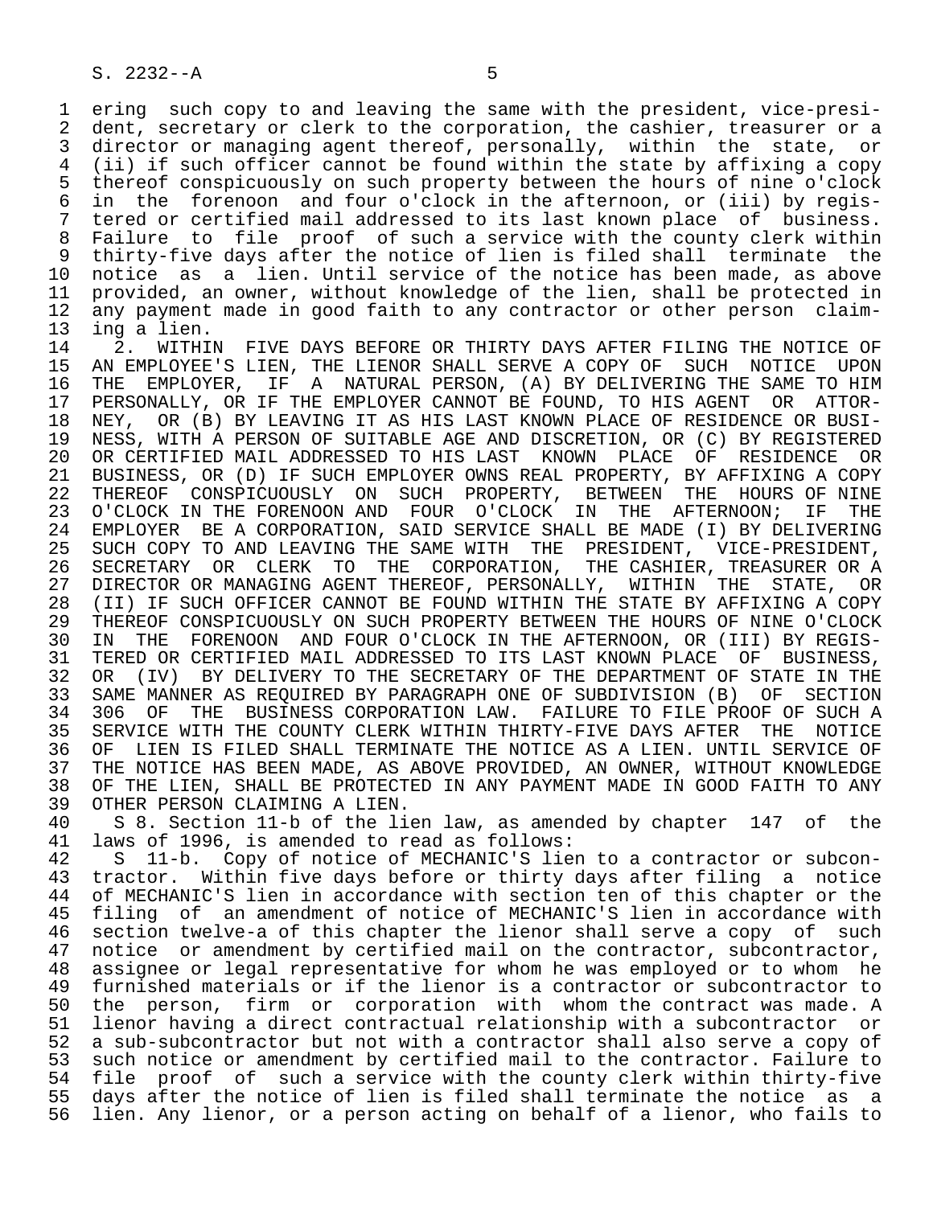ering such copy to and leaving the same with the president, vice-president, secretary or clerk to the corporation, the cashier, treasurer or a director or managing agent thereof, personally, within the state, or (ii) if such officer cannot be found within the state by affixing a copy thereof conspicuously on such property between the hours of nine o'clock in the forenoon and four o'clock in the afternoon, or (iii) by registered or certified mail addressed to its last known place of business. Failure to file proof of such a service with the county clerk within thirty-five days after the notice of lien is filed shall terminate the notice as a lien. Until service of the notice has been made, as above provided, an owner, without knowledge of the lien, shall be protected in any payment made in good faith to any contractor or other person claiming a lien.

2. WITHIN FIVE DAYS BEFORE OR THIRTY DAYS AFTER FILING THE NOTICE OF AN EMPLOYEE'S LIEN, THE LIENOR SHALL SERVE A COPY OF SUCH NOTICE UPON THE EMPLOYER, IF A NATURAL PERSON, (A) BY DELIVERING THE SAME TO HIM PERSONALLY, OR IF THE EMPLOYER CANNOT BE FOUND, TO HIS AGENT OR ATTORNEY, OR (B) BY LEAVING IT AS HIS LAST KNOWN PLACE OF RESIDENCE OR BUSINESS, WITH A PERSON OF SUITABLE AGE AND DISCRETION, OR (C) BY REGISTERED OR CERTIFIED MAIL ADDRESSED TO HIS LAST KNOWN PLACE OF RESIDENCE OR BUSINESS, OR (D) IF SUCH EMPLOYER OWNS REAL PROPERTY, BY AFFIXING A COPY THEREOF CONSPICUOUSLY ON SUCH PROPERTY, BETWEEN THE HOURS OF NINE O'CLOCK IN THE FORENOON AND FOUR O'CLOCK IN THE AFTERNOON; IF THE EMPLOYER BE A CORPORATION, SAID SERVICE SHALL BE MADE (I) BY DELIVERING SUCH COPY TO AND LEAVING THE SAME WITH THE PRESIDENT, VICE-PRESIDENT, SECRETARY OR CLERK TO THE CORPORATION, THE CASHIER, TREASURER OR A DIRECTOR OR MANAGING AGENT THEREOF, PERSONALLY, WITHIN THE STATE, OR (II) IF SUCH OFFICER CANNOT BE FOUND WITHIN THE STATE BY AFFIXING A COPY THEREOF CONSPICUOUSLY ON SUCH PROPERTY BETWEEN THE HOURS OF NINE O'CLOCK IN THE FORENOON AND FOUR O'CLOCK IN THE AFTERNOON, OR (III) BY REGISTERED OR CERTIFIED MAIL ADDRESSED TO ITS LAST KNOWN PLACE OF BUSINESS, OR (IV) BY DELIVERY TO THE SECRETARY OF THE DEPARTMENT OF STATE IN THE SAME MANNER AS REQUIRED BY PARAGRAPH ONE OF SUBDIVISION (B) OF SECTION 306 OF THE BUSINESS CORPORATION LAW. FAILURE TO FILE PROOF OF SUCH A SERVICE WITH THE COUNTY CLERK WITHIN THIRTY-FIVE DAYS AFTER THE NOTICE OF LIEN IS FILED SHALL TERMINATE THE NOTICE AS A LIEN. UNTIL SERVICE OF THE NOTICE HAS BEEN MADE, AS ABOVE PROVIDED, AN OWNER, WITHOUT KNOWLEDGE OF THE LIEN, SHALL BE PROTECTED IN ANY PAYMENT MADE IN GOOD FAITH TO ANY OTHER PERSON CLAIMING A LIEN.

S 8. Section 11-b of the lien law, as amended by chapter 147 of the laws of 1996, is amended to read as follows:

S 11-b. Copy of notice of MECHANIC'S lien to a contractor or subcontractor. Within five days before or thirty days after filing a notice of MECHANIC'S lien in accordance with section ten of this chapter or the filing of an amendment of notice of MECHANIC'S lien in accordance with section twelve-a of this chapter the lienor shall serve a copy of such notice or amendment by certified mail on the contractor, subcontractor, assignee or legal representative for whom he was employed or to whom he furnished materials or if the lienor is a contractor or subcontractor to the person, firm or corporation with whom the contract was made. A lienor having a direct contractual relationship with a subcontractor or a sub-subcontractor but not with a contractor shall also serve a copy of such notice or amendment by certified mail to the contractor. Failure to file proof of such a service with the county clerk within thirty-five days after the notice of lien is filed shall terminate the notice as a lien. Any lienor, or a person acting on behalf of a lienor, who fails to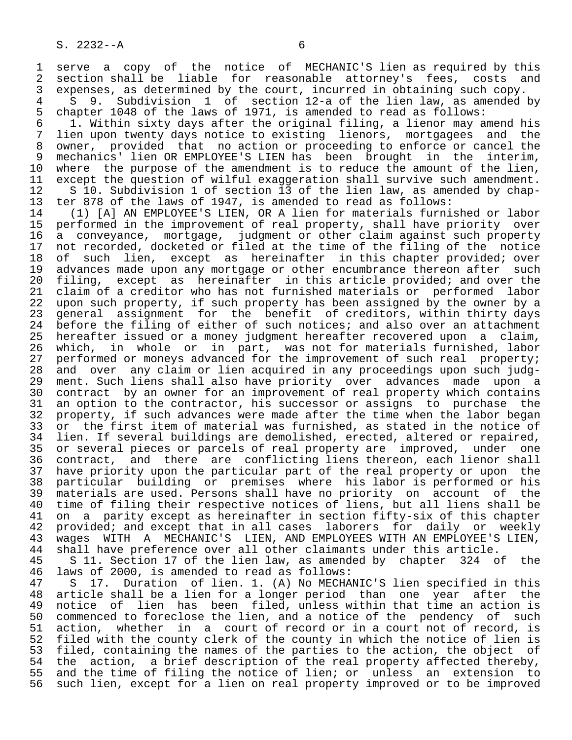serve a copy of the notice of MECHANIC'S lien as required by this section shall be liable for reasonable attorney's fees, costs and expenses, as determined by the court, incurred in obtaining such copy.

S 9. Subdivision 1 of section 12-a of the lien law, as amended by chapter 1048 of the laws of 1971, is amended to read as follows:

1. Within sixty days after the original filing, a lienor may amend his lien upon twenty days notice to existing lienors, mortgagees and the owner, provided that no action or proceeding to enforce or cancel the mechanics' lien OR EMPLOYEE'S LIEN has been brought in the interim, where the purpose of the amendment is to reduce the amount of the lien, except the question of wilful exaggeration shall survive such amendment.

S 10. Subdivision 1 of section 13 of the lien law, as amended by chapter 878 of the laws of 1947, is amended to read as follows:

(1) [A] AN EMPLOYEE'S LIEN, OR A lien for materials furnished or labor performed in the improvement of real property, shall have priority over a conveyance, mortgage, judgment or other claim against such property not recorded, docketed or filed at the time of the filing of the notice of such lien, except as hereinafter in this chapter provided; over advances made upon any mortgage or other encumbrance thereon after such filing, except as hereinafter in this article provided; and over the claim of a creditor who has not furnished materials or performed labor upon such property, if such property has been assigned by the owner by a general assignment for the benefit of creditors, within thirty days before the filing of either of such notices; and also over an attachment hereafter issued or a money judgment hereafter recovered upon a claim, which, in whole or in part, was not for materials furnished, labor performed or moneys advanced for the improvement of such real property; and over any claim or lien acquired in any proceedings upon such judgment. Such liens shall also have priority over advances made upon a contract by an owner for an improvement of real property which contains an option to the contractor, his successor or assigns to purchase the property, if such advances were made after the time when the labor began or the first item of material was furnished, as stated in the notice of lien. If several buildings are demolished, erected, altered or repaired, or several pieces or parcels of real property are improved, under one contract, and there are conflicting liens thereon, each lienor shall have priority upon the particular part of the real property or upon the particular building or premises where his labor is performed or his materials are used. Persons shall have no priority on account of the time of filing their respective notices of liens, but all liens shall be on a parity except as hereinafter in section fifty-six of this chapter provided; and except that in all cases laborers for daily or weekly wages WITH A MECHANIC'S LIEN, AND EMPLOYEES WITH AN EMPLOYEE'S LIEN, shall have preference over all other claimants under this article.

S 11. Section 17 of the lien law, as amended by chapter 324 of the laws of 2000, is amended to read as follows:

S 17. Duration of lien. 1. (A) No MECHANIC'S lien specified in this article shall be a lien for a longer period than one year after the notice of lien has been filed, unless within that time an action is commenced to foreclose the lien, and a notice of the pendency of such action, whether in a court of record or in a court not of record, is filed with the county clerk of the county in which the notice of lien is filed, containing the names of the parties to the action, the object of the action, a brief description of the real property affected thereby, and the time of filing the notice of lien; or unless an extension to such lien, except for a lien on real property improved or to be improved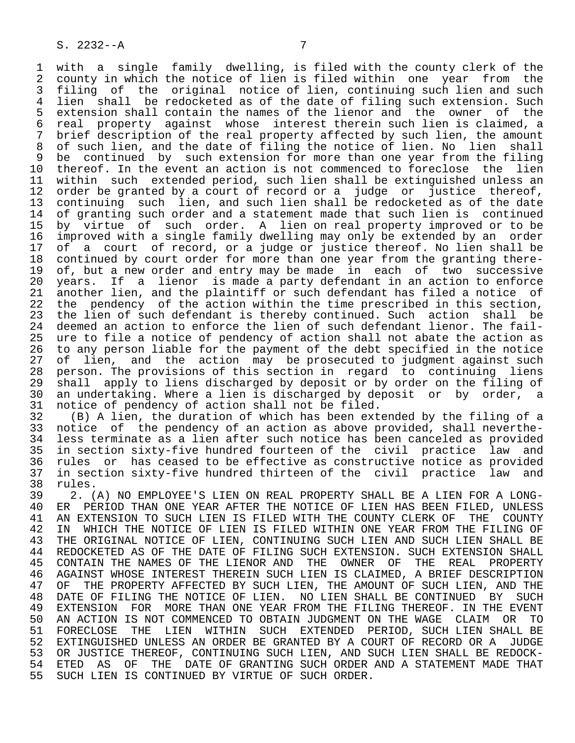with a single family dwelling, is filed with the county clerk of the county in which the notice of lien is filed within one year from the filing of the original notice of lien, continuing such lien and such lien shall be redocketed as of the date of filing such extension. Such extension shall contain the names of the lienor and the owner of the real property against whose interest therein such lien is claimed, a brief description of the real property affected by such lien, the amount of such lien, and the date of filing the notice of lien. No lien shall be continued by such extension for more than one year from the filing thereof. In the event an action is not commenced to foreclose the lien within such extended period, such lien shall be extinguished unless an order be granted by a court of record or a judge or justice thereof, continuing such lien, and such lien shall be redocketed as of the date of granting such order and a statement made that such lien is continued by virtue of such order. A lien on real property improved or to be improved with a single family dwelling may only be extended by an order of a court of record, or a judge or justice thereof. No lien shall be continued by court order for more than one year from the granting thereof, but a new order and entry may be made in each of two successive years. If a lienor is made a party defendant in an action to enforce another lien, and the plaintiff or such defendant has filed a notice of the pendency of the action within the time prescribed in this section, the lien of such defendant is thereby continued. Such action shall be deemed an action to enforce the lien of such defendant lienor. The failure to file a notice of pendency of action shall not abate the action as to any person liable for the payment of the debt specified in the notice of lien, and the action may be prosecuted to judgment against such person. The provisions of this section in regard to continuing liens shall apply to liens discharged by deposit or by order on the filing of an undertaking. Where a lien is discharged by deposit or by order, a notice of pendency of action shall not be filed.

(B) A lien, the duration of which has been extended by the filing of a notice of the pendency of an action as above provided, shall nevertheless terminate as a lien after such notice has been canceled as provided in section sixty-five hundred fourteen of the civil practice law and rules or has ceased to be effective as constructive notice as provided in section sixty-five hundred thirteen of the civil practice law and rules.

2. (A) NO EMPLOYEE'S LIEN ON REAL PROPERTY SHALL BE A LIEN FOR A LONGER PERIOD THAN ONE YEAR AFTER THE NOTICE OF LIEN HAS BEEN FILED, UNLESS AN EXTENSION TO SUCH LIEN IS FILED WITH THE COUNTY CLERK OF THE COUNTY IN WHICH THE NOTICE OF LIEN IS FILED WITHIN ONE YEAR FROM THE FILING OF THE ORIGINAL NOTICE OF LIEN, CONTINUING SUCH LIEN AND SUCH LIEN SHALL BE REDOCKETED AS OF THE DATE OF FILING SUCH EXTENSION. SUCH EXTENSION SHALL CONTAIN THE NAMES OF THE LIENOR AND THE OWNER OF THE REAL PROPERTY AGAINST WHOSE INTEREST THEREIN SUCH LIEN IS CLAIMED, A BRIEF DESCRIPTION OF THE PROPERTY AFFECTED BY SUCH LIEN, THE AMOUNT OF SUCH LIEN, AND THE DATE OF FILING THE NOTICE OF LIEN. NO LIEN SHALL BE CONTINUED BY SUCH EXTENSION FOR MORE THAN ONE YEAR FROM THE FILING THEREOF. IN THE EVENT AN ACTION IS NOT COMMENCED TO OBTAIN JUDGMENT ON THE WAGE CLAIM OR TO FORECLOSE THE LIEN WITHIN SUCH EXTENDED PERIOD, SUCH LIEN SHALL BE EXTINGUISHED UNLESS AN ORDER BE GRANTED BY A COURT OF RECORD OR A JUDGE OR JUSTICE THEREOF, CONTINUING SUCH LIEN, AND SUCH LIEN SHALL BE REDOCKETED AS OF THE DATE OF GRANTING SUCH ORDER AND A STATEMENT MADE THAT SUCH LIEN IS CONTINUED BY VIRTUE OF SUCH ORDER.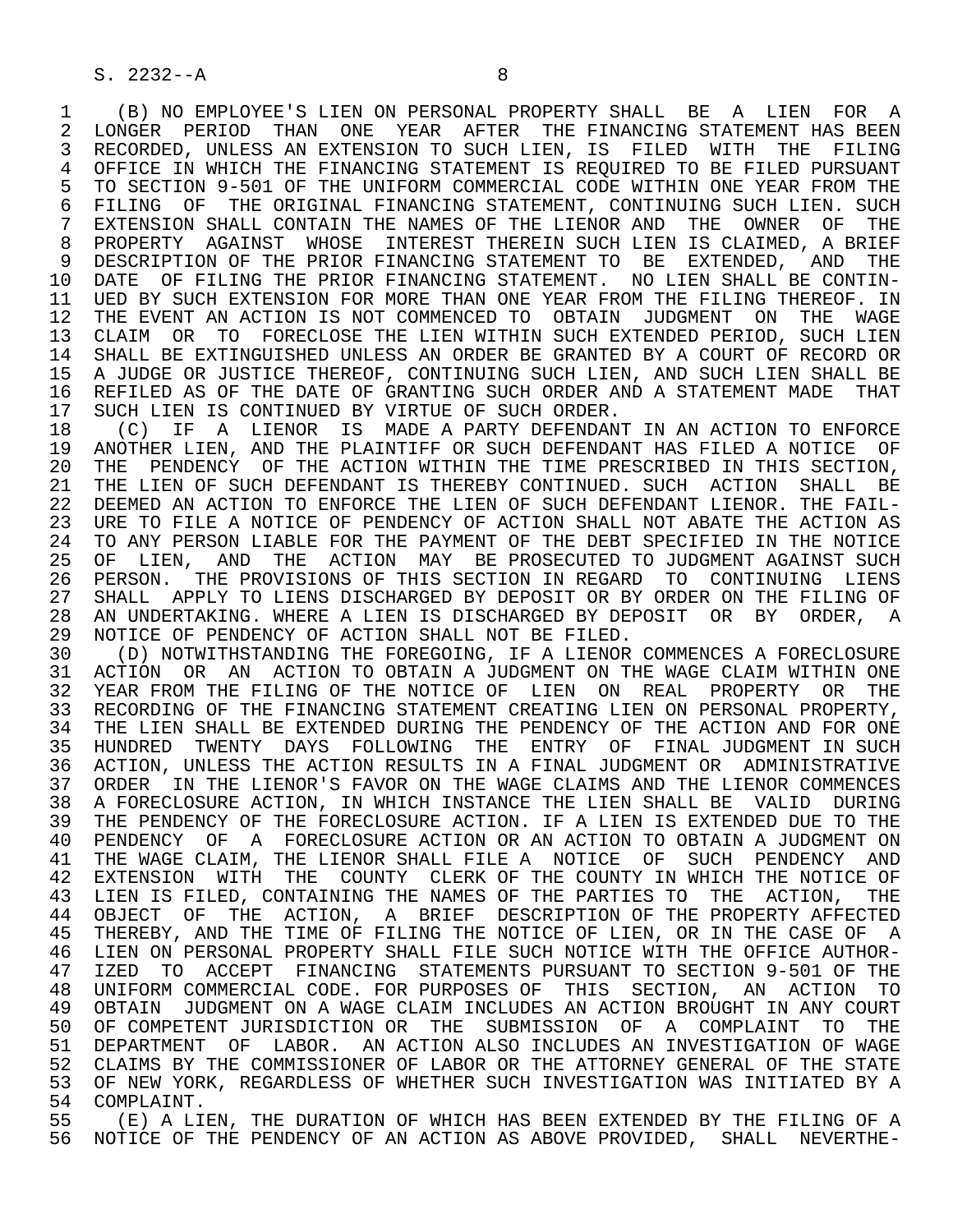(B) NO EMPLOYEE'S LIEN ON PERSONAL PROPERTY SHALL BE A LIEN FOR A LONGER PERIOD THAN ONE YEAR AFTER THE FINANCING STATEMENT HAS BEEN RECORDED, UNLESS AN EXTENSION TO SUCH LIEN, IS FILED WITH THE FILING OFFICE IN WHICH THE FINANCING STATEMENT IS REQUIRED TO BE FILED PURSUANT TO SECTION 9-501 OF THE UNIFORM COMMERCIAL CODE WITHIN ONE YEAR FROM THE FILING OF THE ORIGINAL FINANCING STATEMENT, CONTINUING SUCH LIEN. SUCH EXTENSION SHALL CONTAIN THE NAMES OF THE LIENOR AND THE OWNER OF THE PROPERTY AGAINST WHOSE INTEREST THEREIN SUCH LIEN IS CLAIMED, A BRIEF DESCRIPTION OF THE PRIOR FINANCING STATEMENT TO BE EXTENDED, AND THE DATE OF FILING THE PRIOR FINANCING STATEMENT. NO LIEN SHALL BE CONTINUED BY SUCH EXTENSION FOR MORE THAN ONE YEAR FROM THE FILING THEREOF. IN THE EVENT AN ACTION IS NOT COMMENCED TO OBTAIN JUDGMENT ON THE WAGE CLAIM OR TO FORECLOSE THE LIEN WITHIN SUCH EXTENDED PERIOD, SUCH LIEN SHALL BE EXTINGUISHED UNLESS AN ORDER BE GRANTED BY A COURT OF RECORD OR A JUDGE OR JUSTICE THEREOF, CONTINUING SUCH LIEN, AND SUCH LIEN SHALL BE REFILED AS OF THE DATE OF GRANTING SUCH ORDER AND A STATEMENT MADE THAT SUCH LIEN IS CONTINUED BY VIRTUE OF SUCH ORDER.

(C) IF A LIENOR IS MADE A PARTY DEFENDANT IN AN ACTION TO ENFORCE ANOTHER LIEN, AND THE PLAINTIFF OR SUCH DEFENDANT HAS FILED A NOTICE OF THE PENDENCY OF THE ACTION WITHIN THE TIME PRESCRIBED IN THIS SECTION, THE LIEN OF SUCH DEFENDANT IS THEREBY CONTINUED. SUCH ACTION SHALL BE DEEMED AN ACTION TO ENFORCE THE LIEN OF SUCH DEFENDANT LIENOR. THE FAILURE TO FILE A NOTICE OF PENDENCY OF ACTION SHALL NOT ABATE THE ACTION AS TO ANY PERSON LIABLE FOR THE PAYMENT OF THE DEBT SPECIFIED IN THE NOTICE OF LIEN, AND THE ACTION MAY BE PROSECUTED TO JUDGMENT AGAINST SUCH PERSON. THE PROVISIONS OF THIS SECTION IN REGARD TO CONTINUING LIENS SHALL APPLY TO LIENS DISCHARGED BY DEPOSIT OR BY ORDER ON THE FILING OF AN UNDERTAKING. WHERE A LIEN IS DISCHARGED BY DEPOSIT OR BY ORDER, A NOTICE OF PENDENCY OF ACTION SHALL NOT BE FILED.

(D) NOTWITHSTANDING THE FOREGOING, IF A LIENOR COMMENCES A FORECLOSURE ACTION OR AN ACTION TO OBTAIN A JUDGMENT ON THE WAGE CLAIM WITHIN ONE YEAR FROM THE FILING OF THE NOTICE OF LIEN ON REAL PROPERTY OR THE RECORDING OF THE FINANCING STATEMENT CREATING LIEN ON PERSONAL PROPERTY, THE LIEN SHALL BE EXTENDED DURING THE PENDENCY OF THE ACTION AND FOR ONE HUNDRED TWENTY DAYS FOLLOWING THE ENTRY OF FINAL JUDGMENT IN SUCH ACTION, UNLESS THE ACTION RESULTS IN A FINAL JUDGMENT OR ADMINISTRATIVE ORDER IN THE LIENOR'S FAVOR ON THE WAGE CLAIMS AND THE LIENOR COMMENCES A FORECLOSURE ACTION, IN WHICH INSTANCE THE LIEN SHALL BE VALID DURING THE PENDENCY OF THE FORECLOSURE ACTION. IF A LIEN IS EXTENDED DUE TO THE PENDENCY OF A FORECLOSURE ACTION OR AN ACTION TO OBTAIN A JUDGMENT ON THE WAGE CLAIM, THE LIENOR SHALL FILE A NOTICE OF SUCH PENDENCY AND EXTENSION WITH THE COUNTY CLERK OF THE COUNTY IN WHICH THE NOTICE OF LIEN IS FILED, CONTAINING THE NAMES OF THE PARTIES TO THE ACTION, THE OBJECT OF THE ACTION, A BRIEF DESCRIPTION OF THE PROPERTY AFFECTED THEREBY, AND THE TIME OF FILING THE NOTICE OF LIEN, OR IN THE CASE OF A LIEN ON PERSONAL PROPERTY SHALL FILE SUCH NOTICE WITH THE OFFICE AUTHORIZED TO ACCEPT FINANCING STATEMENTS PURSUANT TO SECTION 9-501 OF THE UNIFORM COMMERCIAL CODE. FOR PURPOSES OF THIS SECTION, AN ACTION TO OBTAIN JUDGMENT ON A WAGE CLAIM INCLUDES AN ACTION BROUGHT IN ANY COURT OF COMPETENT JURISDICTION OR THE SUBMISSION OF A COMPLAINT TO THE DEPARTMENT OF LABOR. AN ACTION ALSO INCLUDES AN INVESTIGATION OF WAGE CLAIMS BY THE COMMISSIONER OF LABOR OR THE ATTORNEY GENERAL OF THE STATE OF NEW YORK, REGARDLESS OF WHETHER SUCH INVESTIGATION WAS INITIATED BY A COMPLAINT.

(E) A LIEN, THE DURATION OF WHICH HAS BEEN EXTENDED BY THE FILING OF A NOTICE OF THE PENDENCY OF AN ACTION AS ABOVE PROVIDED, SHALL NEVERTHE-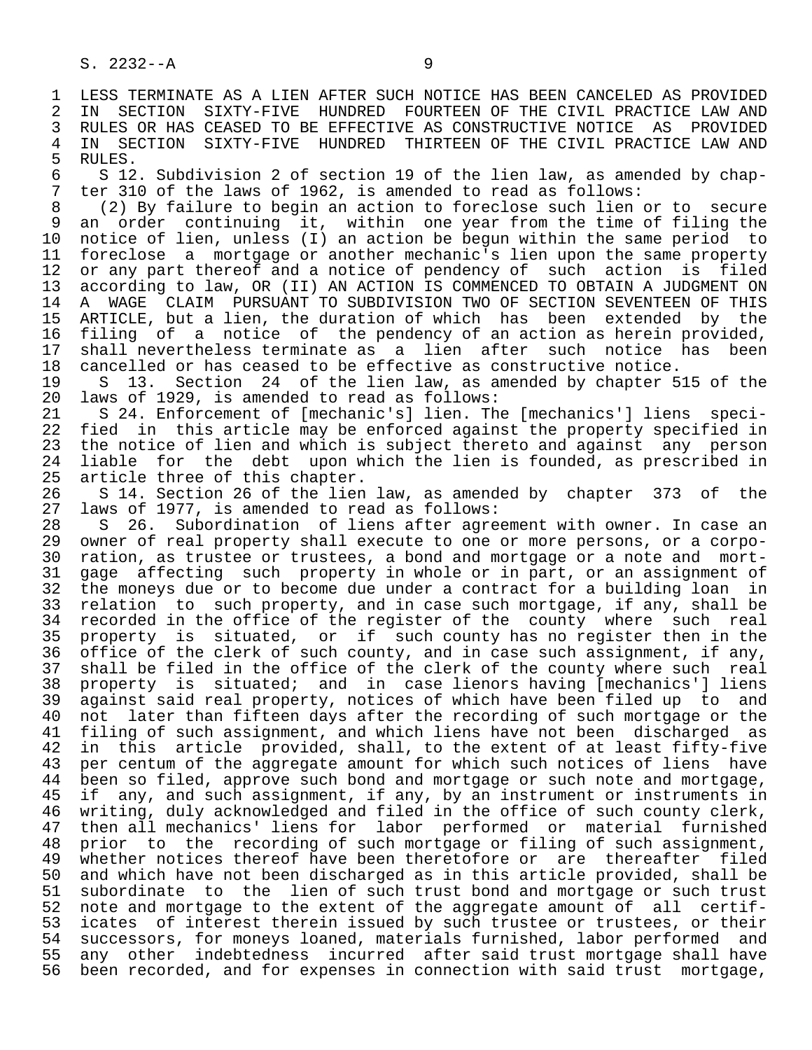LESS TERMINATE AS A LIEN AFTER SUCH NOTICE HAS BEEN CANCELED AS PROVIDED IN SECTION SIXTY-FIVE HUNDRED FOURTEEN OF THE CIVIL PRACTICE LAW AND RULES OR HAS CEASED TO BE EFFECTIVE AS CONSTRUCTIVE NOTICE AS PROVIDED IN SECTION SIXTY-FIVE HUNDRED THIRTEEN OF THE CIVIL PRACTICE LAW AND RULES.

S 12. Subdivision 2 of section 19 of the lien law, as amended by chapter 310 of the laws of 1962, is amended to read as follows:

(2) By failure to begin an action to foreclose such lien or to secure an order continuing it, within one year from the time of filing the notice of lien, unless (I) an action be begun within the same period to foreclose a mortgage or another mechanic's lien upon the same property or any part thereof and a notice of pendency of such action is filed according to law, OR (II) AN ACTION IS COMMENCED TO OBTAIN A JUDGMENT ON A WAGE CLAIM PURSUANT TO SUBDIVISION TWO OF SECTION SEVENTEEN OF THIS ARTICLE, but a lien, the duration of which has been extended by the filing of a notice of the pendency of an action as herein provided, shall nevertheless terminate as a lien after such notice has been cancelled or has ceased to be effective as constructive notice.

S 13. Section 24 of the lien law, as amended by chapter 515 of the laws of 1929, is amended to read as follows:

S 24. Enforcement of [mechanic's] lien. The [mechanics'] liens specified in this article may be enforced against the property specified in the notice of lien and which is subject thereto and against any person liable for the debt upon which the lien is founded, as prescribed in article three of this chapter.

S 14. Section 26 of the lien law, as amended by chapter 373 of the laws of 1977, is amended to read as follows:

S 26. Subordination of liens after agreement with owner. In case an owner of real property shall execute to one or more persons, or a corporation, as trustee or trustees, a bond and mortgage or a note and mortgage affecting such property in whole or in part, or an assignment of the moneys due or to become due under a contract for a building loan in relation to such property, and in case such mortgage, if any, shall be recorded in the office of the register of the county where such real property is situated, or if such county has no register then in the office of the clerk of such county, and in case such assignment, if any, shall be filed in the office of the clerk of the county where such real property is situated; and in case lienors having [mechanics'] liens against said real property, notices of which have been filed up to and not later than fifteen days after the recording of such mortgage or the filing of such assignment, and which liens have not been discharged as in this article provided, shall, to the extent of at least fifty-five per centum of the aggregate amount for which such notices of liens have been so filed, approve such bond and mortgage or such note and mortgage, if any, and such assignment, if any, by an instrument or instruments in writing, duly acknowledged and filed in the office of such county clerk, then all mechanics' liens for labor performed or material furnished prior to the recording of such mortgage or filing of such assignment, whether notices thereof have been theretofore or are thereafter filed and which have not been discharged as in this article provided, shall be subordinate to the lien of such trust bond and mortgage or such trust note and mortgage to the extent of the aggregate amount of all certificates of interest therein issued by such trustee or trustees, or their successors, for moneys loaned, materials furnished, labor performed and any other indebtedness incurred after said trust mortgage shall have been recorded, and for expenses in connection with said trust mortgage,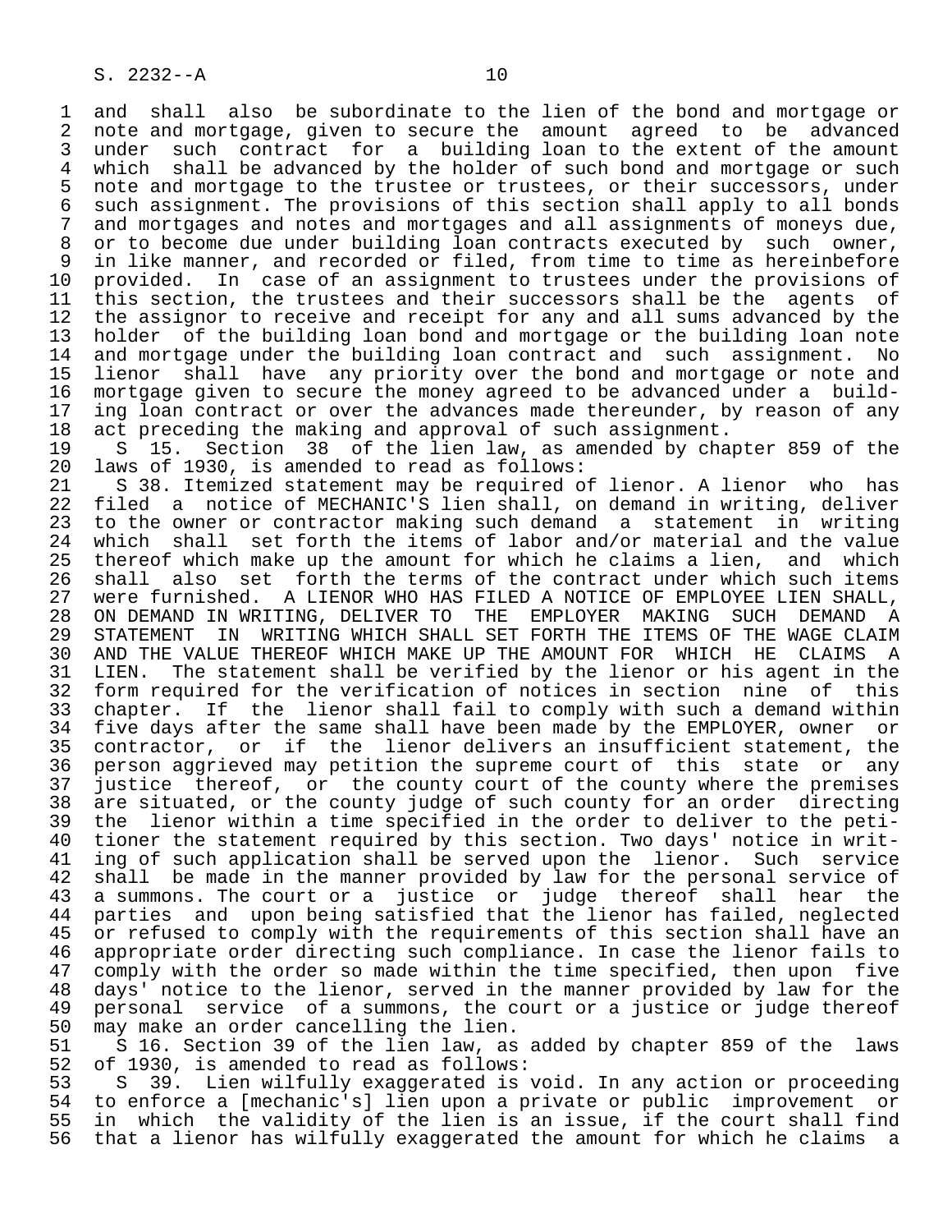and shall also be subordinate to the lien of the bond and mortgage or note and mortgage, given to secure the amount agreed to be advanced under such contract for a building loan to the extent of the amount which shall be advanced by the holder of such bond and mortgage or such note and mortgage to the trustee or trustees, or their successors, under such assignment. The provisions of this section shall apply to all bonds and mortgages and notes and mortgages and all assignments of moneys due, or to become due under building loan contracts executed by such owner, in like manner, and recorded or filed, from time to time as hereinbefore provided. In case of an assignment to trustees under the provisions of this section, the trustees and their successors shall be the agents of the assignor to receive and receipt for any and all sums advanced by the holder of the building loan bond and mortgage or the building loan note and mortgage under the building loan contract and such assignment. No lienor shall have any priority over the bond and mortgage or note and mortgage given to secure the money agreed to be advanced under a building loan contract or over the advances made thereunder, by reason of any act preceding the making and approval of such assignment.

S 15. Section 38 of the lien law, as amended by chapter 859 of the laws of 1930, is amended to read as follows:

S 38. Itemized statement may be required of lienor. A lienor who has filed a notice of MECHANIC'S lien shall, on demand in writing, deliver to the owner or contractor making such demand a statement in writing which shall set forth the items of labor and/or material and the value thereof which make up the amount for which he claims a lien, and which shall also set forth the terms of the contract under which such items were furnished. A LIENOR WHO HAS FILED A NOTICE OF EMPLOYEE LIEN SHALL, ON DEMAND IN WRITING, DELIVER TO THE EMPLOYER MAKING SUCH DEMAND A STATEMENT IN WRITING WHICH SHALL SET FORTH THE ITEMS OF THE WAGE CLAIM AND THE VALUE THEREOF WHICH MAKE UP THE AMOUNT FOR WHICH HE CLAIMS A LIEN. The statement shall be verified by the lienor or his agent in the form required for the verification of notices in section nine of this chapter. If the lienor shall fail to comply with such a demand within five days after the same shall have been made by the EMPLOYER, owner or contractor, or if the lienor delivers an insufficient statement, the person aggrieved may petition the supreme court of this state or any justice thereof, or the county court of the county where the premises are situated, or the county judge of such county for an order directing the lienor within a time specified in the order to deliver to the petitioner the statement required by this section. Two days' notice in writing of such application shall be served upon the lienor. Such service shall be made in the manner provided by law for the personal service of a summons. The court or a justice or judge thereof shall hear the parties and upon being satisfied that the lienor has failed, neglected or refused to comply with the requirements of this section shall have an appropriate order directing such compliance. In case the lienor fails to comply with the order so made within the time specified, then upon five days' notice to the lienor, served in the manner provided by law for the personal service of a summons, the court or a justice or judge thereof may make an order cancelling the lien.

S 16. Section 39 of the lien law, as added by chapter 859 of the laws of 1930, is amended to read as follows:

S 39. Lien wilfully exaggerated is void. In any action or proceeding to enforce a [mechanic's] lien upon a private or public improvement or in which the validity of the lien is an issue, if the court shall find that a lienor has wilfully exaggerated the amount for which he claims a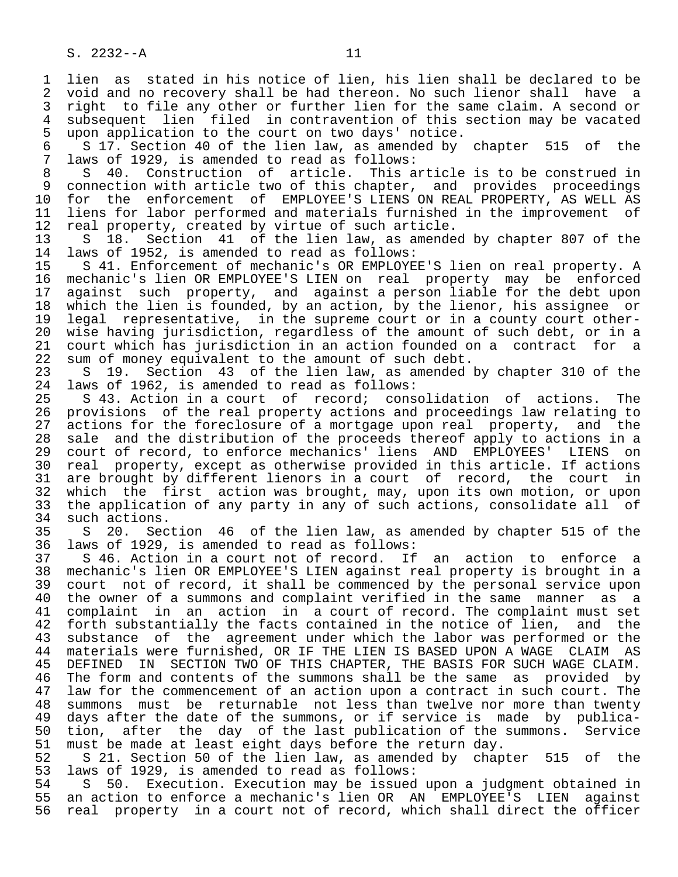lien as stated in his notice of lien, his lien shall be declared to be void and no recovery shall be had thereon. No such lienor shall have a right to file any other or further lien for the same claim. A second or subsequent lien filed in contravention of this section may be vacated upon application to the court on two days' notice.

S 17. Section 40 of the lien law, as amended by chapter 515 of the laws of 1929, is amended to read as follows:

S 40. Construction of article. This article is to be construed in connection with article two of this chapter, and provides proceedings for the enforcement of EMPLOYEE'S LIENS ON REAL PROPERTY, AS WELL AS liens for labor performed and materials furnished in the improvement of real property, created by virtue of such article.

S 18. Section 41 of the lien law, as amended by chapter 807 of the laws of 1952, is amended to read as follows:

S 41. Enforcement of mechanic's OR EMPLOYEE'S lien on real property. A mechanic's lien OR EMPLOYEE'S LIEN on real property may be enforced against such property, and against a person liable for the debt upon which the lien is founded, by an action, by the lienor, his assignee or legal representative, in the supreme court or in a county court otherwise having jurisdiction, regardless of the amount of such debt, or in a court which has jurisdiction in an action founded on a contract for a sum of money equivalent to the amount of such debt.

S 19. Section 43 of the lien law, as amended by chapter 310 of the laws of 1962, is amended to read as follows:

S 43. Action in a court of record; consolidation of actions. The provisions of the real property actions and proceedings law relating to actions for the foreclosure of a mortgage upon real property, and the sale and the distribution of the proceeds thereof apply to actions in a court of record, to enforce mechanics' liens AND EMPLOYEES' LIENS on real property, except as otherwise provided in this article. If actions are brought by different lienors in a court of record, the court in which the first action was brought, may, upon its own motion, or upon the application of any party in any of such actions, consolidate all of such actions.

S 20. Section 46 of the lien law, as amended by chapter 515 of the laws of 1929, is amended to read as follows:

S 46. Action in a court not of record. If an action to enforce a mechanic's lien OR EMPLOYEE'S LIEN against real property is brought in a court not of record, it shall be commenced by the personal service upon the owner of a summons and complaint verified in the same manner as a complaint in an action in a court of record. The complaint must set forth substantially the facts contained in the notice of lien, and the substance of the agreement under which the labor was performed or the materials were furnished, OR IF THE LIEN IS BASED UPON A WAGE CLAIM AS DEFINED IN SECTION TWO OF THIS CHAPTER, THE BASIS FOR SUCH WAGE CLAIM. The form and contents of the summons shall be the same as provided by law for the commencement of an action upon a contract in such court. The summons must be returnable not less than twelve nor more than twenty days after the date of the summons, or if service is made by publication, after the day of the last publication of the summons. Service must be made at least eight days before the return day.

S 21. Section 50 of the lien law, as amended by chapter 515 of the laws of 1929, is amended to read as follows:

S 50. Execution. Execution may be issued upon a judgment obtained in an action to enforce a mechanic's lien OR AN EMPLOYEE'S LIEN against real property in a court not of record, which shall direct the officer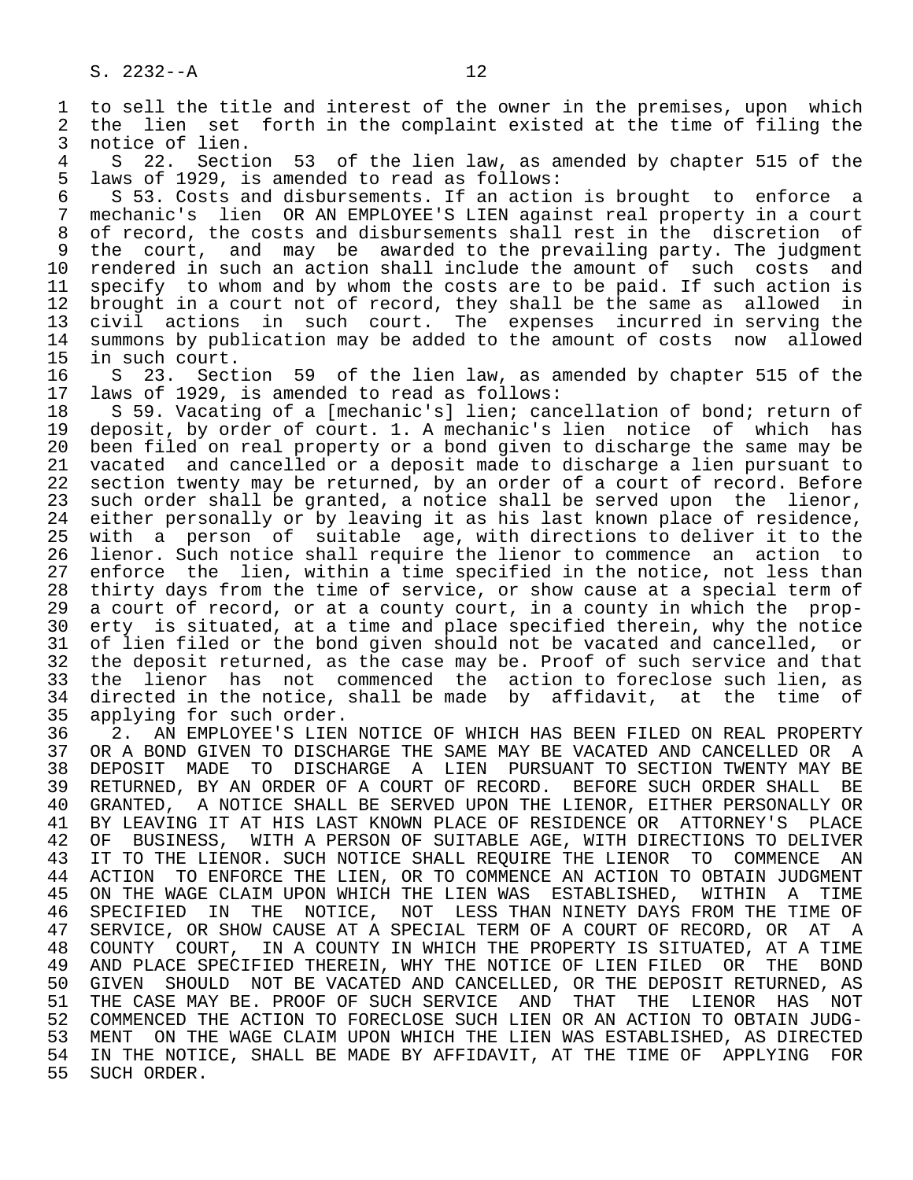to sell the title and interest of the owner in the premises, upon which the lien set forth in the complaint existed at the time of filing the notice of lien.

S 22. Section 53 of the lien law, as amended by chapter 515 of the laws of 1929, is amended to read as follows:

S 53. Costs and disbursements. If an action is brought to enforce a mechanic's lien OR AN EMPLOYEE'S LIEN against real property in a court of record, the costs and disbursements shall rest in the discretion of the court, and may be awarded to the prevailing party. The judgment rendered in such an action shall include the amount of such costs and specify to whom and by whom the costs are to be paid. If such action is brought in a court not of record, they shall be the same as allowed in civil actions in such court. The expenses incurred in serving the summons by publication may be added to the amount of costs now allowed in such court.

S 23. Section 59 of the lien law, as amended by chapter 515 of the laws of 1929, is amended to read as follows:

S 59. Vacating of a [mechanic's] lien; cancellation of bond; return of deposit, by order of court. 1. A mechanic's lien notice of which has been filed on real property or a bond given to discharge the same may be vacated and cancelled or a deposit made to discharge a lien pursuant to section twenty may be returned, by an order of a court of record. Before such order shall be granted, a notice shall be served upon the lienor, either personally or by leaving it as his last known place of residence, with a person of suitable age, with directions to deliver it to the lienor. Such notice shall require the lienor to commence an action to enforce the lien, within a time specified in the notice, not less than thirty days from the time of service, or show cause at a special term of a court of record, or at a county court, in a county in which the property is situated, at a time and place specified therein, why the notice of lien filed or the bond given should not be vacated and cancelled, or the deposit returned, as the case may be. Proof of such service and that the lienor has not commenced the action to foreclose such lien, as directed in the notice, shall be made by affidavit, at the time of applying for such order.

2. AN EMPLOYEE'S LIEN NOTICE OF WHICH HAS BEEN FILED ON REAL PROPERTY OR A BOND GIVEN TO DISCHARGE THE SAME MAY BE VACATED AND CANCELLED OR A DEPOSIT MADE TO DISCHARGE A LIEN PURSUANT TO SECTION TWENTY MAY BE RETURNED, BY AN ORDER OF A COURT OF RECORD. BEFORE SUCH ORDER SHALL BE GRANTED, A NOTICE SHALL BE SERVED UPON THE LIENOR, EITHER PERSONALLY OR BY LEAVING IT AT HIS LAST KNOWN PLACE OF RESIDENCE OR ATTORNEY'S PLACE OF BUSINESS, WITH A PERSON OF SUITABLE AGE, WITH DIRECTIONS TO DELIVER IT TO THE LIENOR. SUCH NOTICE SHALL REQUIRE THE LIENOR TO COMMENCE AN ACTION TO ENFORCE THE LIEN, OR TO COMMENCE AN ACTION TO OBTAIN JUDGMENT ON THE WAGE CLAIM UPON WHICH THE LIEN WAS ESTABLISHED, WITHIN A TIME SPECIFIED IN THE NOTICE, NOT LESS THAN NINETY DAYS FROM THE TIME OF SERVICE, OR SHOW CAUSE AT A SPECIAL TERM OF A COURT OF RECORD, OR AT A COUNTY COURT, IN A COUNTY IN WHICH THE PROPERTY IS SITUATED, AT A TIME AND PLACE SPECIFIED THEREIN, WHY THE NOTICE OF LIEN FILED OR THE BOND GIVEN SHOULD NOT BE VACATED AND CANCELLED, OR THE DEPOSIT RETURNED, AS THE CASE MAY BE. PROOF OF SUCH SERVICE AND THAT THE LIENOR HAS NOT COMMENCED THE ACTION TO FORECLOSE SUCH LIEN OR AN ACTION TO OBTAIN JUDGMENT ON THE WAGE CLAIM UPON WHICH THE LIEN WAS ESTABLISHED, AS DIRECTED IN THE NOTICE, SHALL BE MADE BY AFFIDAVIT, AT THE TIME OF APPLYING FOR SUCH ORDER.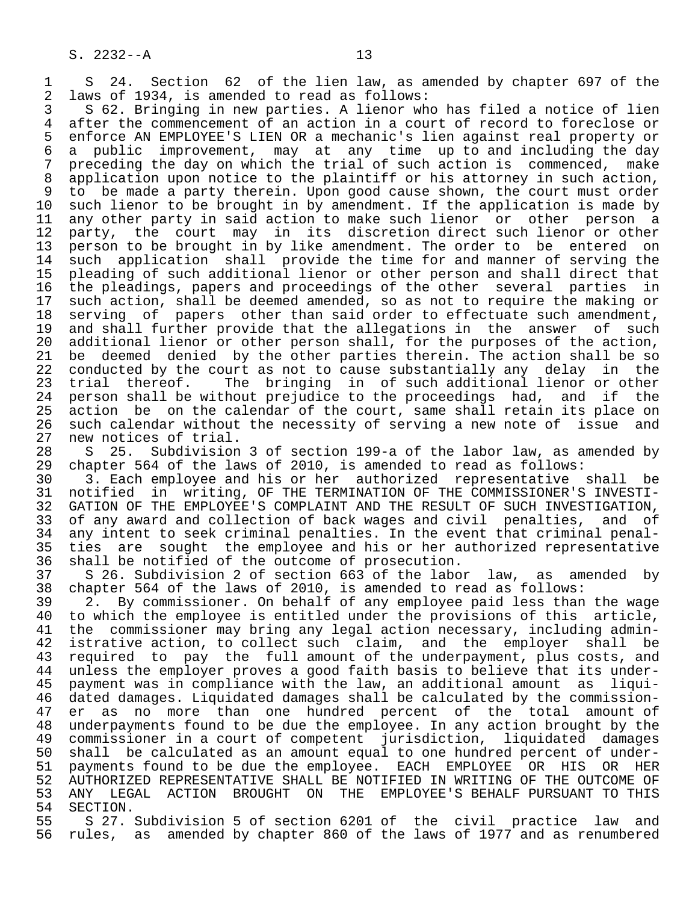S 24. Section 62 of the lien law, as amended by chapter 697 of the laws of 1934, is amended to read as follows:

S 62. Bringing in new parties. A lienor who has filed a notice of lien after the commencement of an action in a court of record to foreclose or enforce AN EMPLOYEE'S LIEN OR a mechanic's lien against real property or a public improvement, may at any time up to and including the day preceding the day on which the trial of such action is commenced, make application upon notice to the plaintiff or his attorney in such action, to be made a party therein. Upon good cause shown, the court must order such lienor to be brought in by amendment. If the application is made by any other party in said action to make such lienor or other person a party, the court may in its discretion direct such lienor or other person to be brought in by like amendment. The order to be entered on such application shall provide the time for and manner of serving the pleading of such additional lienor or other person and shall direct that the pleadings, papers and proceedings of the other several parties in such action, shall be deemed amended, so as not to require the making or serving of papers other than said order to effectuate such amendment, and shall further provide that the allegations in the answer of such additional lienor or other person shall, for the purposes of the action, be deemed denied by the other parties therein. The action shall be so conducted by the court as not to cause substantially any delay in the trial thereof. The bringing in of such additional lienor or other person shall be without prejudice to the proceedings had, and if the action be on the calendar of the court, same shall retain its place on such calendar without the necessity of serving a new note of issue and new notices of trial.

S 25. Subdivision 3 of section 199-a of the labor law, as amended by chapter 564 of the laws of 2010, is amended to read as follows:

3. Each employee and his or her authorized representative shall be notified in writing, OF THE TERMINATION OF THE COMMISSIONER'S INVESTIGATION OF THE EMPLOYEE'S COMPLAINT AND THE RESULT OF SUCH INVESTIGATION, of any award and collection of back wages and civil penalties, and of any intent to seek criminal penalties. In the event that criminal penalties are sought the employee and his or her authorized representative shall be notified of the outcome of prosecution.

S 26. Subdivision 2 of section 663 of the labor law, as amended by chapter 564 of the laws of 2010, is amended to read as follows:

2. By commissioner. On behalf of any employee paid less than the wage to which the employee is entitled under the provisions of this article, the commissioner may bring any legal action necessary, including administrative action, to collect such claim, and the employer shall be required to pay the full amount of the underpayment, plus costs, and unless the employer proves a good faith basis to believe that its underpayment was in compliance with the law, an additional amount as liquidated damages. Liquidated damages shall be calculated by the commissioner as no more than one hundred percent of the total amount of underpayments found to be due the employee. In any action brought by the commissioner in a court of competent jurisdiction, liquidated damages shall be calculated as an amount equal to one hundred percent of underpayments found to be due the employee. EACH EMPLOYEE OR HIS OR HER AUTHORIZED REPRESENTATIVE SHALL BE NOTIFIED IN WRITING OF THE OUTCOME OF ANY LEGAL ACTION BROUGHT ON THE EMPLOYEE'S BEHALF PURSUANT TO THIS SECTION.

S 27. Subdivision 5 of section 6201 of the civil practice law and rules, as amended by chapter 860 of the laws of 1977 and as renumbered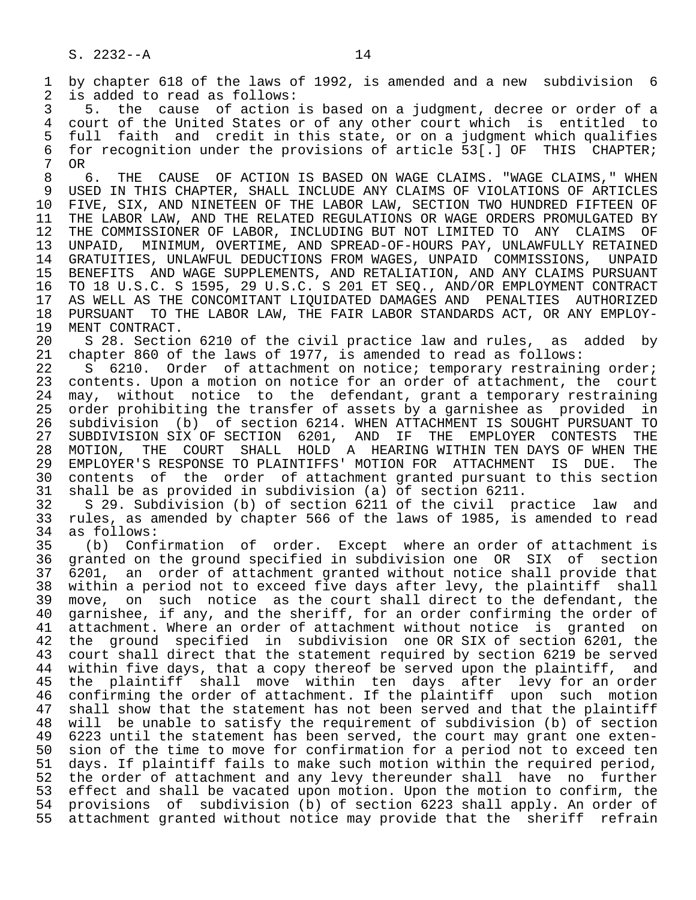by chapter 618 of the laws of 1992, is amended and a new subdivision 6 is added to read as follows:

5. the cause of action is based on a judgment, decree or order of a court of the United States or of any other court which is entitled to full faith and credit in this state, or on a judgment which qualifies for recognition under the provisions of article 53[.] OF THIS CHAPTER; OR

6. THE CAUSE OF ACTION IS BASED ON WAGE CLAIMS. "WAGE CLAIMS," WHEN USED IN THIS CHAPTER, SHALL INCLUDE ANY CLAIMS OF VIOLATIONS OF ARTICLES FIVE, SIX, AND NINETEEN OF THE LABOR LAW, SECTION TWO HUNDRED FIFTEEN OF THE LABOR LAW, AND THE RELATED REGULATIONS OR WAGE ORDERS PROMULGATED BY THE COMMISSIONER OF LABOR, INCLUDING BUT NOT LIMITED TO ANY CLAIMS OF UNPAID, MINIMUM, OVERTIME, AND SPREAD-OF-HOURS PAY, UNLAWFULLY RETAINED GRATUITIES, UNLAWFUL DEDUCTIONS FROM WAGES, UNPAID COMMISSIONS, UNPAID BENEFITS AND WAGE SUPPLEMENTS, AND RETALIATION, AND ANY CLAIMS PURSUANT TO 18 U.S.C. S 1595, 29 U.S.C. S 201 ET SEQ., AND/OR EMPLOYMENT CONTRACT AS WELL AS THE CONCOMITANT LIQUIDATED DAMAGES AND PENALTIES AUTHORIZED PURSUANT TO THE LABOR LAW, THE FAIR LABOR STANDARDS ACT, OR ANY EMPLOYMENT CONTRACT.

S 28. Section 6210 of the civil practice law and rules, as added by chapter 860 of the laws of 1977, is amended to read as follows:

S 6210. Order of attachment on notice; temporary restraining order; contents. Upon a motion on notice for an order of attachment, the court may, without notice to the defendant, grant a temporary restraining order prohibiting the transfer of assets by a garnishee as provided in subdivision (b) of section 6214. WHEN ATTACHMENT IS SOUGHT PURSUANT TO SUBDIVISION SIX OF SECTION 6201, AND IF THE EMPLOYER CONTESTS THE MOTION, THE COURT SHALL HOLD A HEARING WITHIN TEN DAYS OF WHEN THE EMPLOYER'S RESPONSE TO PLAINTIFFS' MOTION FOR ATTACHMENT IS DUE. The contents of the order of attachment granted pursuant to this section shall be as provided in subdivision (a) of section 6211.

S 29. Subdivision (b) of section 6211 of the civil practice law and rules, as amended by chapter 566 of the laws of 1985, is amended to read as follows:

(b) Confirmation of order. Except where an order of attachment is granted on the ground specified in subdivision one OR SIX of section 6201, an order of attachment granted without notice shall provide that within a period not to exceed five days after levy, the plaintiff shall move, on such notice as the court shall direct to the defendant, the garnishee, if any, and the sheriff, for an order confirming the order of attachment. Where an order of attachment without notice is granted on the ground specified in subdivision one OR SIX of section 6201, the court shall direct that the statement required by section 6219 be served within five days, that a copy thereof be served upon the plaintiff, and the plaintiff shall move within ten days after levy for an order confirming the order of attachment. If the plaintiff upon such motion shall show that the statement has not been served and that the plaintiff will be unable to satisfy the requirement of subdivision (b) of section 6223 until the statement has been served, the court may grant one extension of the time to move for confirmation for a period not to exceed ten days. If plaintiff fails to make such motion within the required period, the order of attachment and any levy thereunder shall have no further effect and shall be vacated upon motion. Upon the motion to confirm, the provisions of subdivision (b) of section 6223 shall apply. An order of attachment granted without notice may provide that the sheriff refrain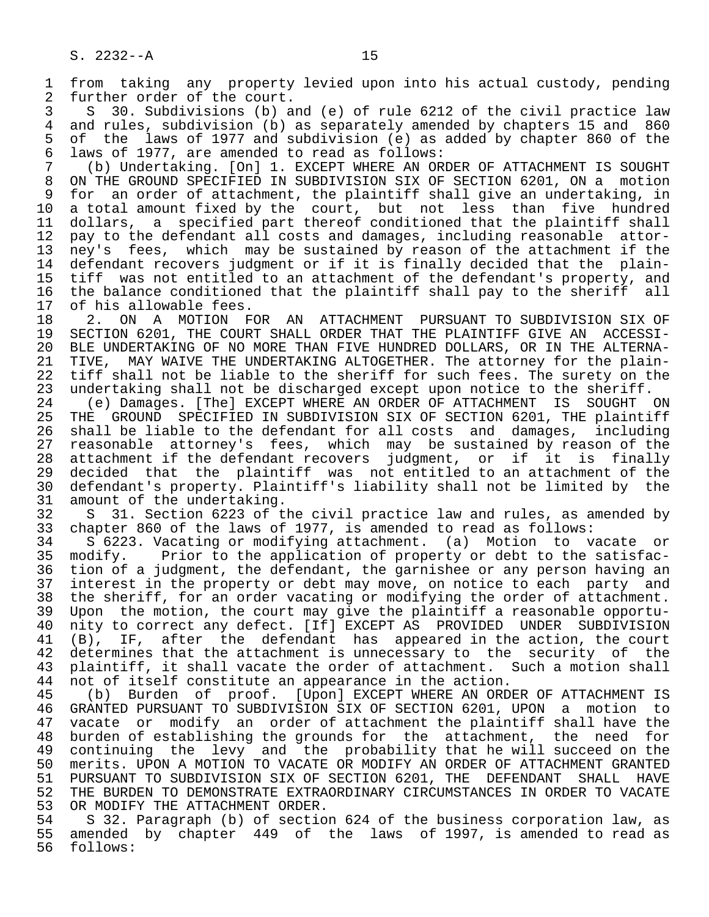from taking any property levied upon into his actual custody, pending further order of the court.

S 30. Subdivisions (b) and (e) of rule 6212 of the civil practice law and rules, subdivision (b) as separately amended by chapters 15 and 860 of the laws of 1977 and subdivision (e) as added by chapter 860 of the laws of 1977, are amended to read as follows:

(b) Undertaking. [On] 1. EXCEPT WHERE AN ORDER OF ATTACHMENT IS SOUGHT ON THE GROUND SPECIFIED IN SUBDIVISION SIX OF SECTION 6201, ON a motion for an order of attachment, the plaintiff shall give an undertaking, in a total amount fixed by the court, but not less than five hundred dollars, a specified part thereof conditioned that the plaintiff shall pay to the defendant all costs and damages, including reasonable attorney's fees, which may be sustained by reason of the attachment if the defendant recovers judgment or if it is finally decided that the plaintiff was not entitled to an attachment of the defendant's property, and the balance conditioned that the plaintiff shall pay to the sheriff all of his allowable fees.

2. ON A MOTION FOR AN ATTACHMENT PURSUANT TO SUBDIVISION SIX OF SECTION 6201, THE COURT SHALL ORDER THAT THE PLAINTIFF GIVE AN ACCESSIBLE UNDERTAKING OF NO MORE THAN FIVE HUNDRED DOLLARS, OR IN THE ALTERNATIVE, MAY WAIVE THE UNDERTAKING ALTOGETHER. The attorney for the plaintiff shall not be liable to the sheriff for such fees. The surety on the undertaking shall not be discharged except upon notice to the sheriff.

(e) Damages. [The] EXCEPT WHERE AN ORDER OF ATTACHMENT IS SOUGHT ON THE GROUND SPECIFIED IN SUBDIVISION SIX OF SECTION 6201, THE plaintiff shall be liable to the defendant for all costs and damages, including reasonable attorney's fees, which may be sustained by reason of the attachment if the defendant recovers judgment, or if it is finally decided that the plaintiff was not entitled to an attachment of the defendant's property. Plaintiff's liability shall not be limited by the amount of the undertaking.

S 31. Section 6223 of the civil practice law and rules, as amended by chapter 860 of the laws of 1977, is amended to read as follows:

S 6223. Vacating or modifying attachment. (a) Motion to vacate or modify. Prior to the application of property or debt to the satisfaction of a judgment, the defendant, the garnishee or any person having an interest in the property or debt may move, on notice to each party and the sheriff, for an order vacating or modifying the order of attachment. Upon the motion, the court may give the plaintiff a reasonable opportunity to correct any defect. [If] EXCEPT AS PROVIDED UNDER SUBDIVISION (B), IF, after the defendant has appeared in the action, the court determines that the attachment is unnecessary to the security of the plaintiff, it shall vacate the order of attachment. Such a motion shall not of itself constitute an appearance in the action.

(b) Burden of proof. [Upon] EXCEPT WHERE AN ORDER OF ATTACHMENT IS GRANTED PURSUANT TO SUBDIVISION SIX OF SECTION 6201, UPON a motion to vacate or modify an order of attachment the plaintiff shall have the burden of establishing the grounds for the attachment, the need for continuing the levy and the probability that he will succeed on the merits. UPON A MOTION TO VACATE OR MODIFY AN ORDER OF ATTACHMENT GRANTED PURSUANT TO SUBDIVISION SIX OF SECTION 6201, THE DEFENDANT SHALL HAVE THE BURDEN TO DEMONSTRATE EXTRAORDINARY CIRCUMSTANCES IN ORDER TO VACATE OR MODIFY THE ATTACHMENT ORDER.

S 32. Paragraph (b) of section 624 of the business corporation law, as amended by chapter 449 of the laws of 1997, is amended to read as follows: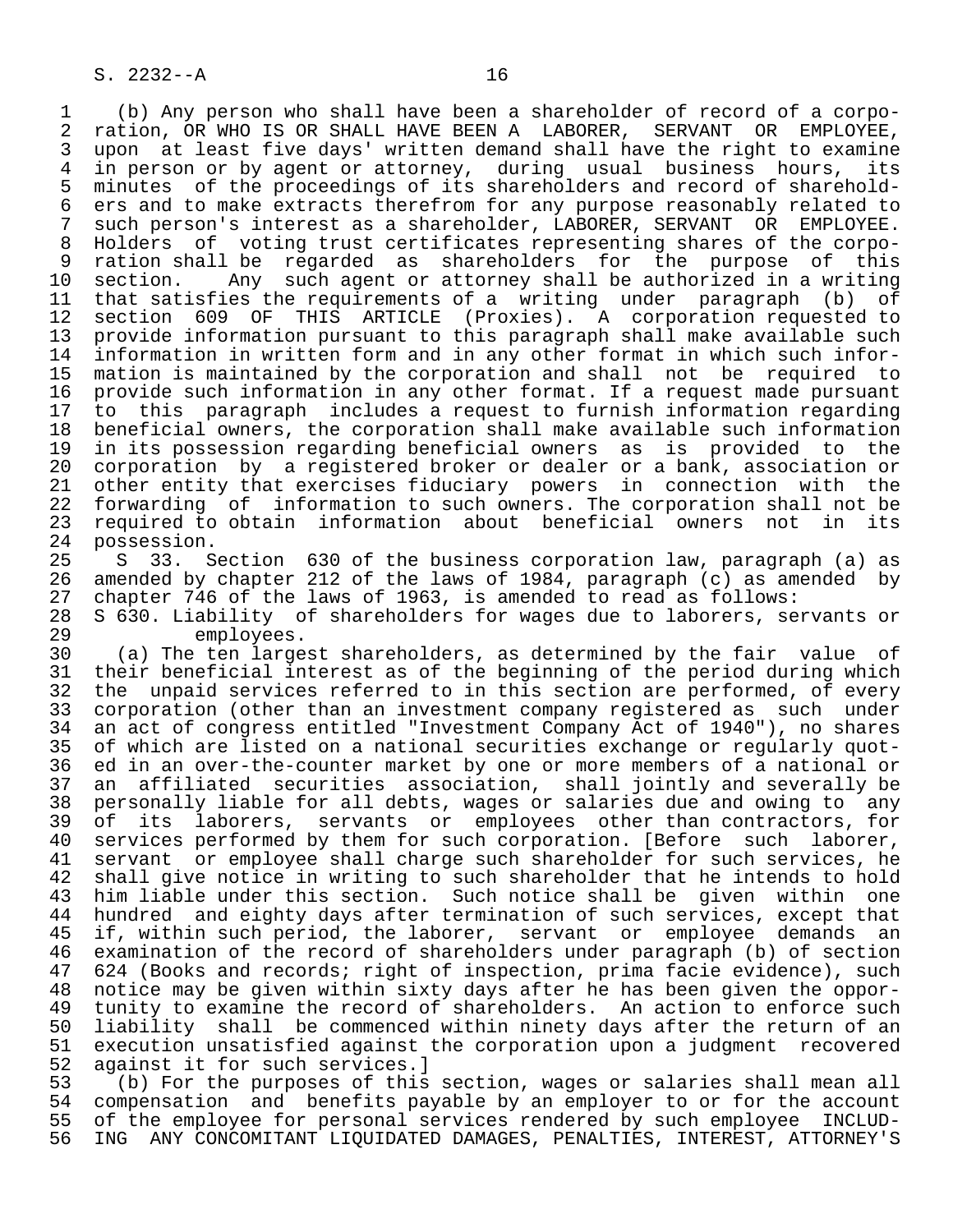(b) Any person who shall have been a shareholder of record of a corporation, OR WHO IS OR SHALL HAVE BEEN A LABORER, SERVANT OR EMPLOYEE, upon at least five days' written demand shall have the right to examine in person or by agent or attorney, during usual business hours, its minutes of the proceedings of its shareholders and record of shareholders and to make extracts therefrom for any purpose reasonably related to such person's interest as a shareholder, LABORER, SERVANT OR EMPLOYEE. Holders of voting trust certificates representing shares of the corporation shall be regarded as shareholders for the purpose of this section. Any such agent or attorney shall be authorized in a writing that satisfies the requirements of a writing under paragraph (b) of section 609 OF THIS ARTICLE (Proxies). A corporation requested to provide information pursuant to this paragraph shall make available such information in written form and in any other format in which such information is maintained by the corporation and shall not be required to provide such information in any other format. If a request made pursuant to this paragraph includes a request to furnish information regarding beneficial owners, the corporation shall make available such information in its possession regarding beneficial owners as is provided to the corporation by a registered broker or dealer or a bank, association or other entity that exercises fiduciary powers in connection with the forwarding of information to such owners. The corporation shall not be required to obtain information about beneficial owners not in its possession.

S 33. Section 630 of the business corporation law, paragraph (a) as amended by chapter 212 of the laws of 1984, paragraph (c) as amended by chapter 746 of the laws of 1963, is amended to read as follows:

S 630. Liability of shareholders for wages due to laborers, servants or employees.

(a) The ten largest shareholders, as determined by the fair value of their beneficial interest as of the beginning of the period during which the unpaid services referred to in this section are performed, of every corporation (other than an investment company registered as such under an act of congress entitled "Investment Company Act of 1940"), no shares of which are listed on a national securities exchange or regularly quoted in an over-the-counter market by one or more members of a national or an affiliated securities association, shall jointly and severally be personally liable for all debts, wages or salaries due and owing to any of its laborers, servants or employees other than contractors, for services performed by them for such corporation. [Before such laborer, servant or employee shall charge such shareholder for such services, he shall give notice in writing to such shareholder that he intends to hold him liable under this section. Such notice shall be given within one hundred and eighty days after termination of such services, except that if, within such period, the laborer, servant or employee demands an examination of the record of shareholders under paragraph (b) of section 624 (Books and records; right of inspection, prima facie evidence), such notice may be given within sixty days after he has been given the opportunity to examine the record of shareholders. An action to enforce such liability shall be commenced within ninety days after the return of an execution unsatisfied against the corporation upon a judgment recovered against it for such services.]

(b) For the purposes of this section, wages or salaries shall mean all compensation and benefits payable by an employer to or for the account of the employee for personal services rendered by such employee INCLUDING ANY CONCOMITANT LIQUIDATED DAMAGES, PENALTIES, INTEREST, ATTORNEY'S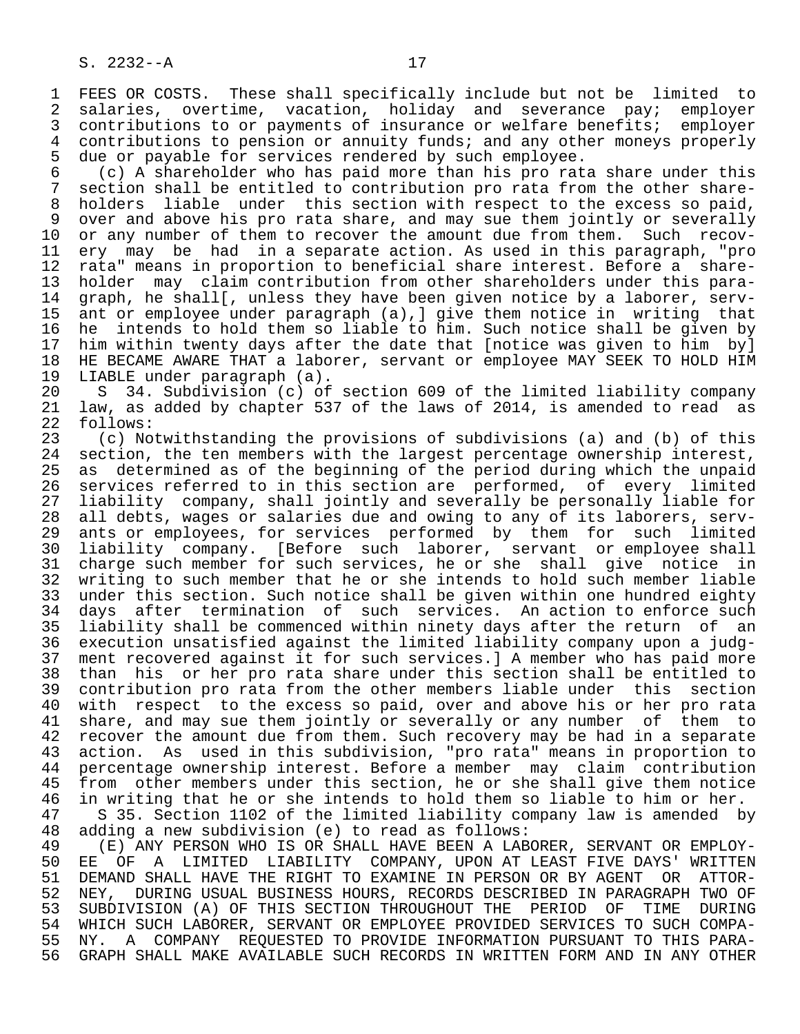FEES OR COSTS. These shall specifically include but not be limited to salaries, overtime, vacation, holiday and severance pay; employer contributions to or payments of insurance or welfare benefits; employer contributions to pension or annuity funds; and any other moneys properly due or payable for services rendered by such employee.

(c) A shareholder who has paid more than his pro rata share under this section shall be entitled to contribution pro rata from the other shareholders liable under this section with respect to the excess so paid, over and above his pro rata share, and may sue them jointly or severally or any number of them to recover the amount due from them. Such recovery may be had in a separate action. As used in this paragraph, "pro rata" means in proportion to beneficial share interest. Before a shareholder may claim contribution from other shareholders under this paragraph, he shall[, unless they have been given notice by a laborer, servant or employee under paragraph (a),] give them notice in writing that he intends to hold them so liable to him. Such notice shall be given by him within twenty days after the date that [notice was given to him by] HE BECAME AWARE THAT a laborer, servant or employee MAY SEEK TO HOLD HIM LIABLE under paragraph (a).

S 34. Subdivision (c) of section 609 of the limited liability company law, as added by chapter 537 of the laws of 2014, is amended to read as follows:

(c) Notwithstanding the provisions of subdivisions (a) and (b) of this section, the ten members with the largest percentage ownership interest, as determined as of the beginning of the period during which the unpaid services referred to in this section are performed, of every limited liability company, shall jointly and severally be personally liable for all debts, wages or salaries due and owing to any of its laborers, servants or employees, for services performed by them for such limited liability company. [Before such laborer, servant or employee shall charge such member for such services, he or she shall give notice in writing to such member that he or she intends to hold such member liable under this section. Such notice shall be given within one hundred eighty days after termination of such services. An action to enforce such liability shall be commenced within ninety days after the return of an execution unsatisfied against the limited liability company upon a judgment recovered against it for such services.] A member who has paid more than his or her pro rata share under this section shall be entitled to contribution pro rata from the other members liable under this section with respect to the excess so paid, over and above his or her pro rata share, and may sue them jointly or severally or any number of them to recover the amount due from them. Such recovery may be had in a separate action. As used in this subdivision, "pro rata" means in proportion to percentage ownership interest. Before a member may claim contribution from other members under this section, he or she shall give them notice in writing that he or she intends to hold them so liable to him or her.

S 35. Section 1102 of the limited liability company law is amended by adding a new subdivision (e) to read as follows:

(E) ANY PERSON WHO IS OR SHALL HAVE BEEN A LABORER, SERVANT OR EMPLOYEE OF A LIMITED LIABILITY COMPANY, UPON AT LEAST FIVE DAYS' WRITTEN DEMAND SHALL HAVE THE RIGHT TO EXAMINE IN PERSON OR BY AGENT OR ATTORNEY, DURING USUAL BUSINESS HOURS, RECORDS DESCRIBED IN PARAGRAPH TWO OF SUBDIVISION (A) OF THIS SECTION THROUGHOUT THE PERIOD OF TIME DURING WHICH SUCH LABORER, SERVANT OR EMPLOYEE PROVIDED SERVICES TO SUCH COMPANY. A COMPANY REQUESTED TO PROVIDE INFORMATION PURSUANT TO THIS PARAGRAPH SHALL MAKE AVAILABLE SUCH RECORDS IN WRITTEN FORM AND IN ANY OTHER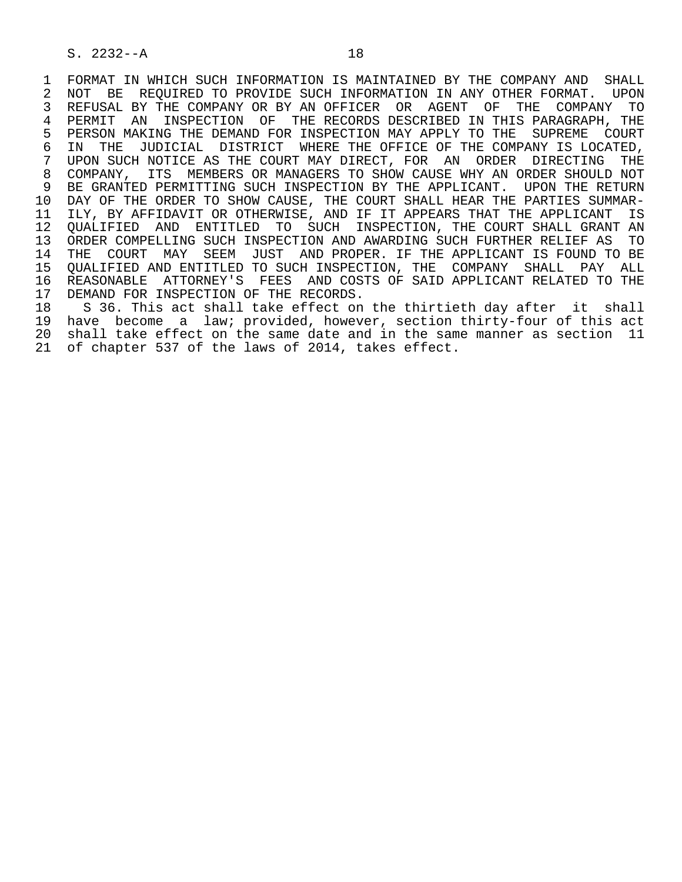FORMAT IN WHICH SUCH INFORMATION IS MAINTAINED BY THE COMPANY AND SHALL NOT BE REQUIRED TO PROVIDE SUCH INFORMATION IN ANY OTHER FORMAT. UPON REFUSAL BY THE COMPANY OR BY AN OFFICER OR AGENT OF THE COMPANY TO PERMIT AN INSPECTION OF THE RECORDS DESCRIBED IN THIS PARAGRAPH, THE PERSON MAKING THE DEMAND FOR INSPECTION MAY APPLY TO THE SUPREME COURT IN THE JUDICIAL DISTRICT WHERE THE OFFICE OF THE COMPANY IS LOCATED, UPON SUCH NOTICE AS THE COURT MAY DIRECT, FOR AN ORDER DIRECTING THE COMPANY, ITS MEMBERS OR MANAGERS TO SHOW CAUSE WHY AN ORDER SHOULD NOT BE GRANTED PERMITTING SUCH INSPECTION BY THE APPLICANT. UPON THE RETURN DAY OF THE ORDER TO SHOW CAUSE, THE COURT SHALL HEAR THE PARTIES SUMMARILY, BY AFFIDAVIT OR OTHERWISE, AND IF IT APPEARS THAT THE APPLICANT IS QUALIFIED AND ENTITLED TO SUCH INSPECTION, THE COURT SHALL GRANT AN ORDER COMPELLING SUCH INSPECTION AND AWARDING SUCH FURTHER RELIEF AS TO THE COURT MAY SEEM JUST AND PROPER. IF THE APPLICANT IS FOUND TO BE QUALIFIED AND ENTITLED TO SUCH INSPECTION, THE COMPANY SHALL PAY ALL REASONABLE ATTORNEY'S FEES AND COSTS OF SAID APPLICANT RELATED TO THE DEMAND FOR INSPECTION OF THE RECORDS.

S 36. This act shall take effect on the thirtieth day after it shall have become a law; provided, however, section thirty-four of this act shall take effect on the same date and in the same manner as section 11 of chapter 537 of the laws of 2014, takes effect.